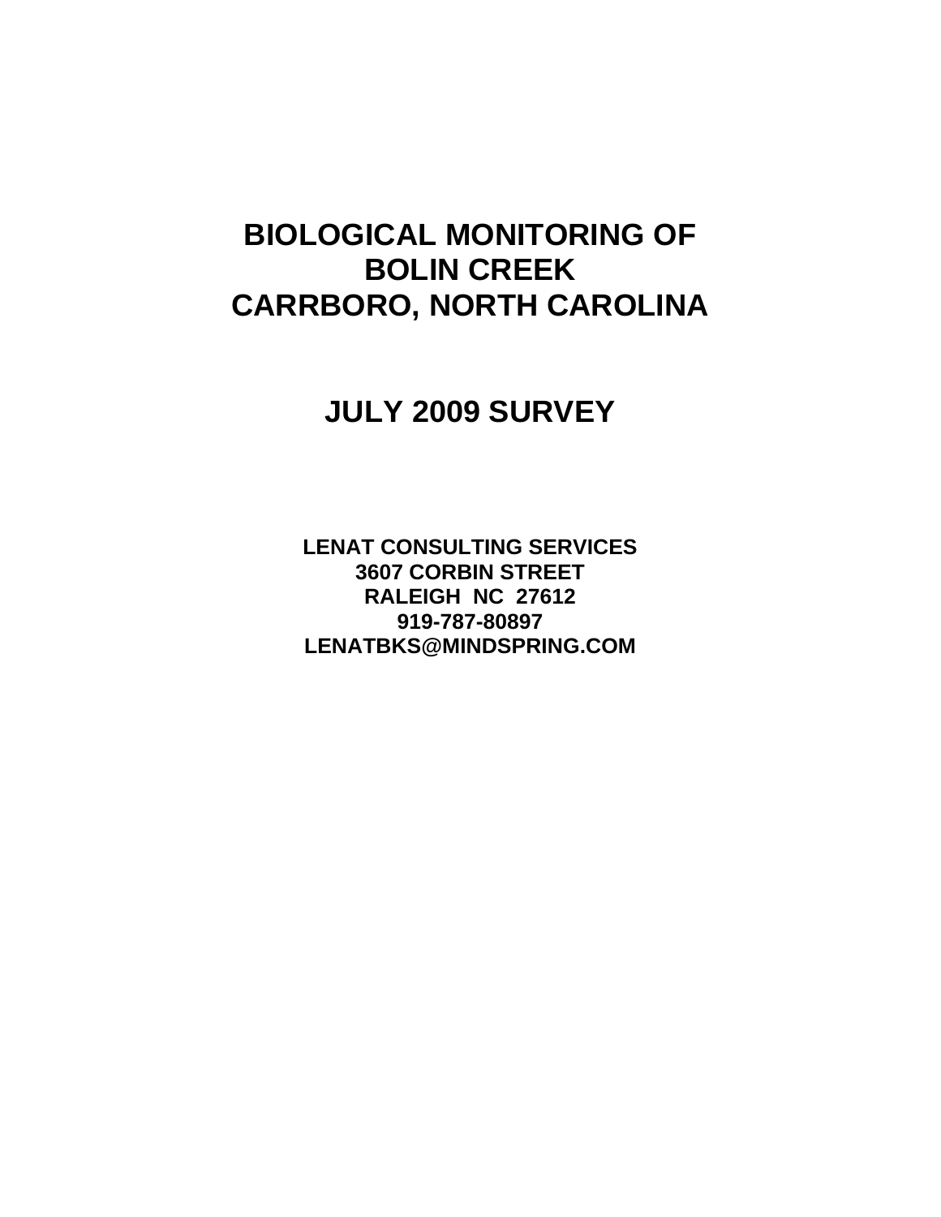# BIOLOGICAL MONITORING OF BOLIN CREEK CARRBORO, NORTH CAROLINA

## JULY 2009 SURVEY

**LENAT CONSULTING SERVICES**
**3607 CORBIN STREET**
**RALEIGH NC 27612**
**919-787-80897**
**LENATBKS@MINDSPRING.COM**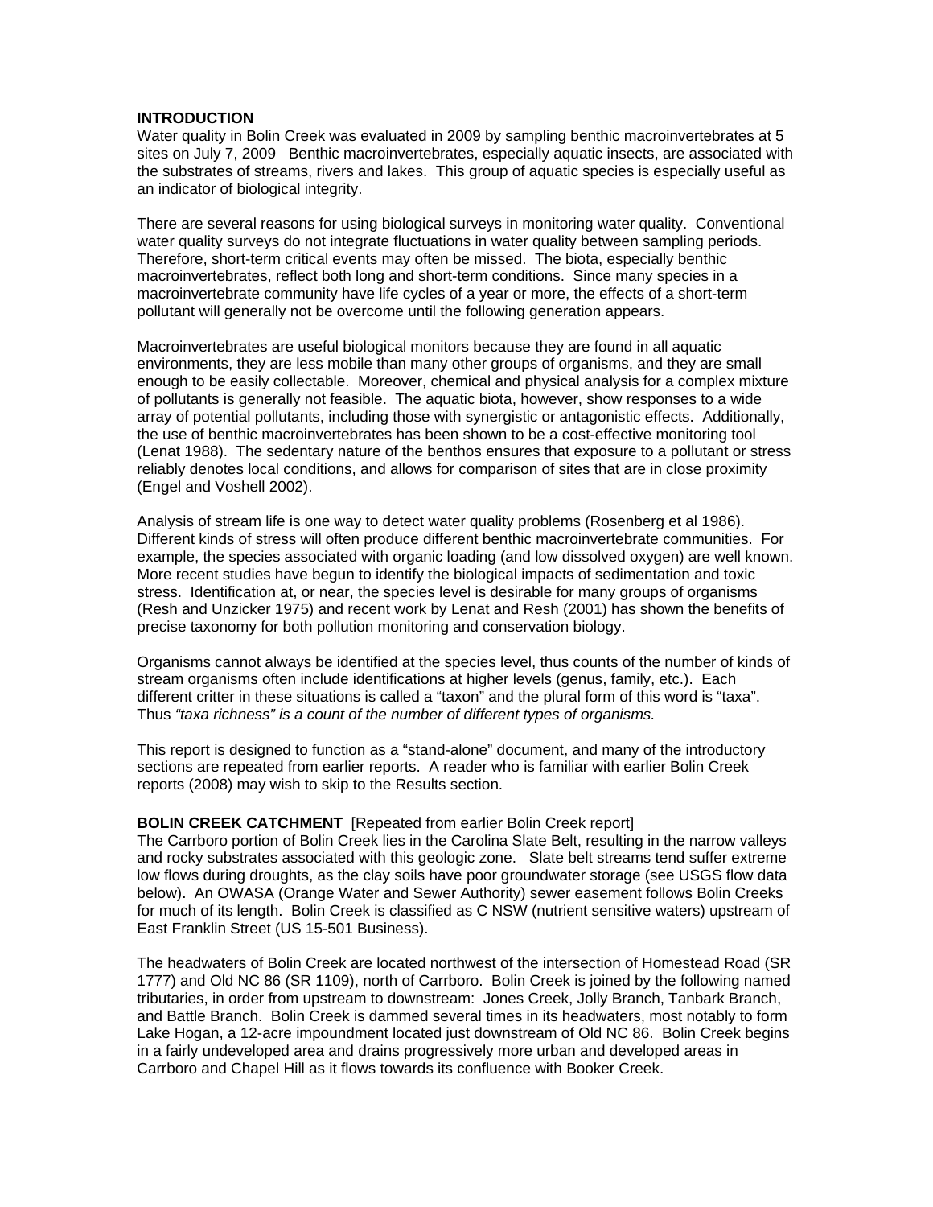## INTRODUCTION

Water quality in Bolin Creek was evaluated in 2009 by sampling benthic macroinvertebrates at 5 sites on July 7, 2009   Benthic macroinvertebrates, especially aquatic insects, are associated with the substrates of streams, rivers and lakes. This group of aquatic species is especially useful as an indicator of biological integrity.

There are several reasons for using biological surveys in monitoring water quality. Conventional water quality surveys do not integrate fluctuations in water quality between sampling periods. Therefore, short-term critical events may often be missed. The biota, especially benthic macroinvertebrates, reflect both long and short-term conditions. Since many species in a macroinvertebrate community have life cycles of a year or more, the effects of a short-term pollutant will generally not be overcome until the following generation appears.

Macroinvertebrates are useful biological monitors because they are found in all aquatic environments, they are less mobile than many other groups of organisms, and they are small enough to be easily collectable. Moreover, chemical and physical analysis for a complex mixture of pollutants is generally not feasible. The aquatic biota, however, show responses to a wide array of potential pollutants, including those with synergistic or antagonistic effects. Additionally, the use of benthic macroinvertebrates has been shown to be a cost-effective monitoring tool (Lenat 1988). The sedentary nature of the benthos ensures that exposure to a pollutant or stress reliably denotes local conditions, and allows for comparison of sites that are in close proximity (Engel and Voshell 2002).

Analysis of stream life is one way to detect water quality problems (Rosenberg et al 1986). Different kinds of stress will often produce different benthic macroinvertebrate communities. For example, the species associated with organic loading (and low dissolved oxygen) are well known. More recent studies have begun to identify the biological impacts of sedimentation and toxic stress. Identification at, or near, the species level is desirable for many groups of organisms (Resh and Unzicker 1975) and recent work by Lenat and Resh (2001) has shown the benefits of precise taxonomy for both pollution monitoring and conservation biology.

Organisms cannot always be identified at the species level, thus counts of the number of kinds of stream organisms often include identifications at higher levels (genus, family, etc.). Each different critter in these situations is called a "taxon" and the plural form of this word is "taxa". Thus *"taxa richness" is a count of the number of different types of organisms.*

This report is designed to function as a "stand-alone" document, and many of the introductory sections are repeated from earlier reports. A reader who is familiar with earlier Bolin Creek reports (2008) may wish to skip to the Results section.

## BOLIN CREEK CATCHMENT [Repeated from earlier Bolin Creek report]

The Carrboro portion of Bolin Creek lies in the Carolina Slate Belt, resulting in the narrow valleys and rocky substrates associated with this geologic zone. Slate belt streams tend suffer extreme low flows during droughts, as the clay soils have poor groundwater storage (see USGS flow data below). An OWASA (Orange Water and Sewer Authority) sewer easement follows Bolin Creeks for much of its length. Bolin Creek is classified as C NSW (nutrient sensitive waters) upstream of East Franklin Street (US 15-501 Business).

The headwaters of Bolin Creek are located northwest of the intersection of Homestead Road (SR 1777) and Old NC 86 (SR 1109), north of Carrboro. Bolin Creek is joined by the following named tributaries, in order from upstream to downstream: Jones Creek, Jolly Branch, Tanbark Branch, and Battle Branch. Bolin Creek is dammed several times in its headwaters, most notably to form Lake Hogan, a 12-acre impoundment located just downstream of Old NC 86. Bolin Creek begins in a fairly undeveloped area and drains progressively more urban and developed areas in Carrboro and Chapel Hill as it flows towards its confluence with Booker Creek.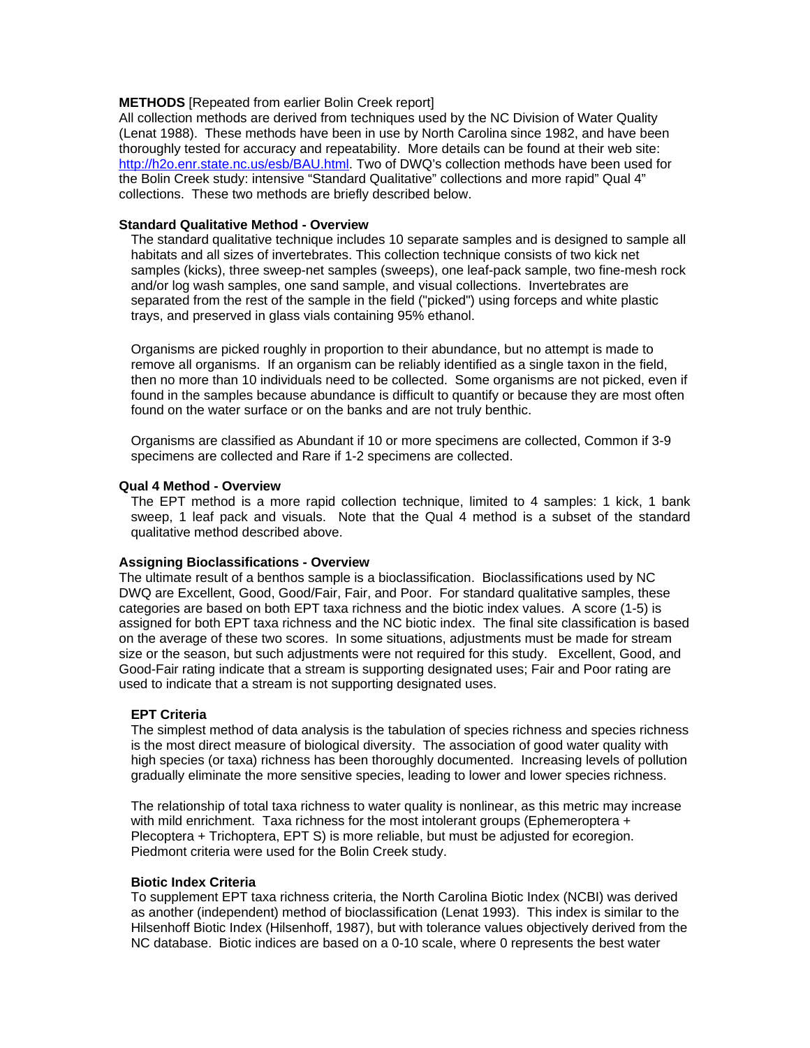**METHODS** [Repeated from earlier Bolin Creek report]
All collection methods are derived from techniques used by the NC Division of Water Quality (Lenat 1988). These methods have been in use by North Carolina since 1982, and have been thoroughly tested for accuracy and repeatability. More details can be found at their web site: http://h2o.enr.state.nc.us/esb/BAU.html. Two of DWQ's collection methods have been used for the Bolin Creek study: intensive "Standard Qualitative" collections and more rapid" Qual 4" collections. These two methods are briefly described below.

**Standard Qualitative Method - Overview**

The standard qualitative technique includes 10 separate samples and is designed to sample all habitats and all sizes of invertebrates. This collection technique consists of two kick net samples (kicks), three sweep-net samples (sweeps), one leaf-pack sample, two fine-mesh rock and/or log wash samples, one sand sample, and visual collections. Invertebrates are separated from the rest of the sample in the field ("picked") using forceps and white plastic trays, and preserved in glass vials containing 95% ethanol.

Organisms are picked roughly in proportion to their abundance, but no attempt is made to remove all organisms. If an organism can be reliably identified as a single taxon in the field, then no more than 10 individuals need to be collected. Some organisms are not picked, even if found in the samples because abundance is difficult to quantify or because they are most often found on the water surface or on the banks and are not truly benthic.

Organisms are classified as Abundant if 10 or more specimens are collected, Common if 3-9 specimens are collected and Rare if 1-2 specimens are collected.

**Qual 4 Method - Overview**

The EPT method is a more rapid collection technique, limited to 4 samples: 1 kick, 1 bank sweep, 1 leaf pack and visuals. Note that the Qual 4 method is a subset of the standard qualitative method described above.

**Assigning Bioclassifications - Overview**

The ultimate result of a benthos sample is a bioclassification. Bioclassifications used by NC DWQ are Excellent, Good, Good/Fair, Fair, and Poor. For standard qualitative samples, these categories are based on both EPT taxa richness and the biotic index values. A score (1-5) is assigned for both EPT taxa richness and the NC biotic index. The final site classification is based on the average of these two scores. In some situations, adjustments must be made for stream size or the season, but such adjustments were not required for this study. Excellent, Good, and Good-Fair rating indicate that a stream is supporting designated uses; Fair and Poor rating are used to indicate that a stream is not supporting designated uses.

**EPT Criteria**

The simplest method of data analysis is the tabulation of species richness and species richness is the most direct measure of biological diversity. The association of good water quality with high species (or taxa) richness has been thoroughly documented. Increasing levels of pollution gradually eliminate the more sensitive species, leading to lower and lower species richness.

The relationship of total taxa richness to water quality is nonlinear, as this metric may increase with mild enrichment. Taxa richness for the most intolerant groups (Ephemeroptera + Plecoptera + Trichoptera, EPT S) is more reliable, but must be adjusted for ecoregion. Piedmont criteria were used for the Bolin Creek study.

**Biotic Index Criteria**

To supplement EPT taxa richness criteria, the North Carolina Biotic Index (NCBI) was derived as another (independent) method of bioclassification (Lenat 1993). This index is similar to the Hilsenhoff Biotic Index (Hilsenhoff, 1987), but with tolerance values objectively derived from the NC database. Biotic indices are based on a 0-10 scale, where 0 represents the best water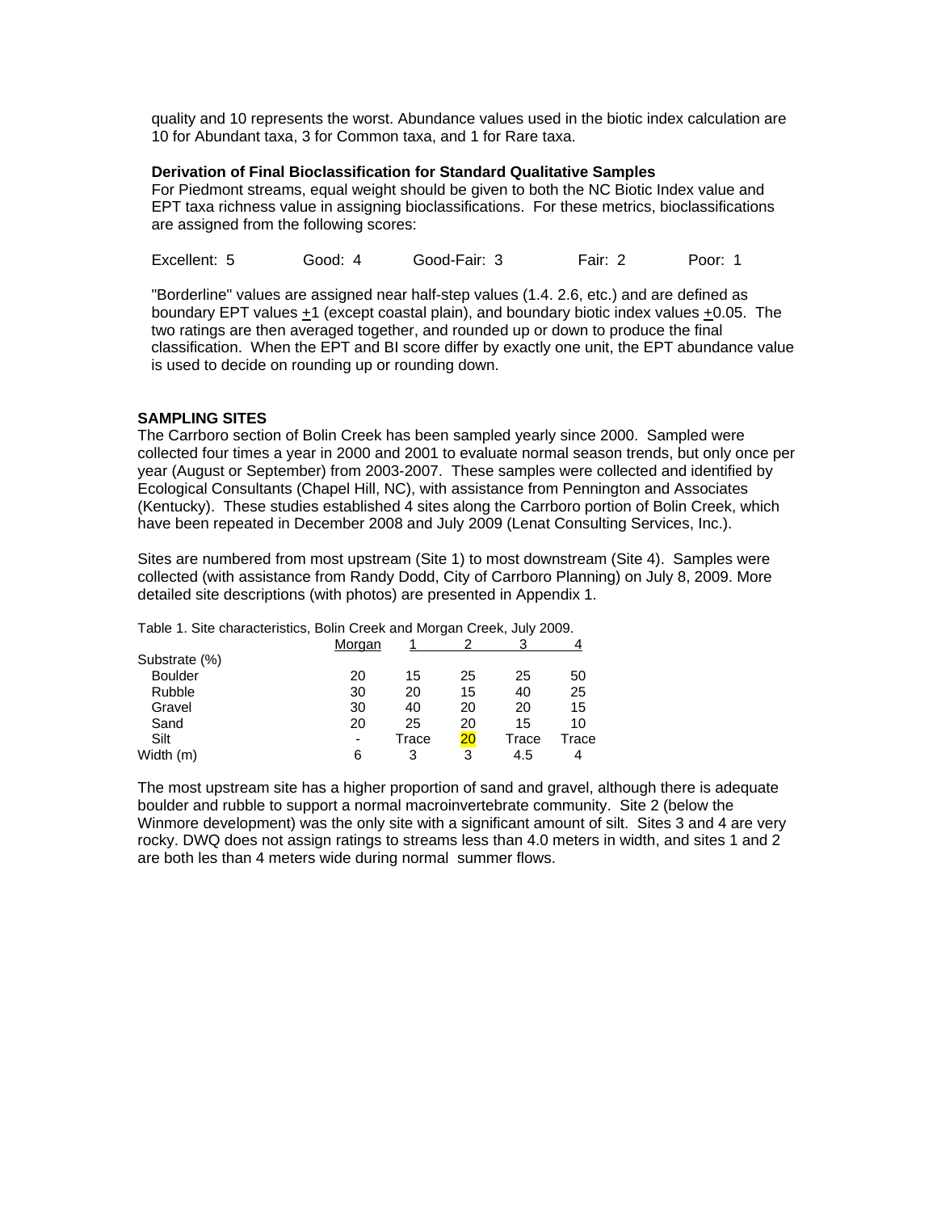quality and 10 represents the worst. Abundance values used in the biotic index calculation are 10 for Abundant taxa, 3 for Common taxa, and 1 for Rare taxa.

**Derivation of Final Bioclassification for Standard Qualitative Samples**
For Piedmont streams, equal weight should be given to both the NC Biotic Index value and EPT taxa richness value in assigning bioclassifications. For these metrics, bioclassifications are assigned from the following scores:

Excellent: 5 Good: 4 Good-Fair: 3 Fair: 2 Poor: 1

"Borderline" values are assigned near half-step values (1.4. 2.6, etc.) and are defined as boundary EPT values ±1 (except coastal plain), and boundary biotic index values ±0.05. The two ratings are then averaged together, and rounded up or down to produce the final classification. When the EPT and BI score differ by exactly one unit, the EPT abundance value is used to decide on rounding up or rounding down.

## SAMPLING SITES

The Carrboro section of Bolin Creek has been sampled yearly since 2000. Sampled were collected four times a year in 2000 and 2001 to evaluate normal season trends, but only once per year (August or September) from 2003-2007. These samples were collected and identified by Ecological Consultants (Chapel Hill, NC), with assistance from Pennington and Associates (Kentucky). These studies established 4 sites along the Carrboro portion of Bolin Creek, which have been repeated in December 2008 and July 2009 (Lenat Consulting Services, Inc.).

Sites are numbered from most upstream (Site 1) to most downstream (Site 4). Samples were collected (with assistance from Randy Dodd, City of Carrboro Planning) on July 8, 2009. More detailed site descriptions (with photos) are presented in Appendix 1.

Table 1. Site characteristics, Bolin Creek and Morgan Creek, July 2009.

| | Morgan | 1 | 2 | 3 | 4 |
|---|---|---|---|---|---|
| Substrate (%) | | | | | |
| Boulder | 20 | 15 | 25 | 25 | 50 |
| Rubble | 30 | 20 | 15 | 40 | 25 |
| Gravel | 30 | 40 | 20 | 20 | 15 |
| Sand | 20 | 25 | 20 | 15 | 10 |
| Silt | - | Trace | 20 | Trace | Trace |
| Width (m) | 6 | 3 | 3 | 4.5 | 4 |

The most upstream site has a higher proportion of sand and gravel, although there is adequate boulder and rubble to support a normal macroinvertebrate community. Site 2 (below the Winmore development) was the only site with a significant amount of silt. Sites 3 and 4 are very rocky. DWQ does not assign ratings to streams less than 4.0 meters in width, and sites 1 and 2 are both les than 4 meters wide during normal summer flows.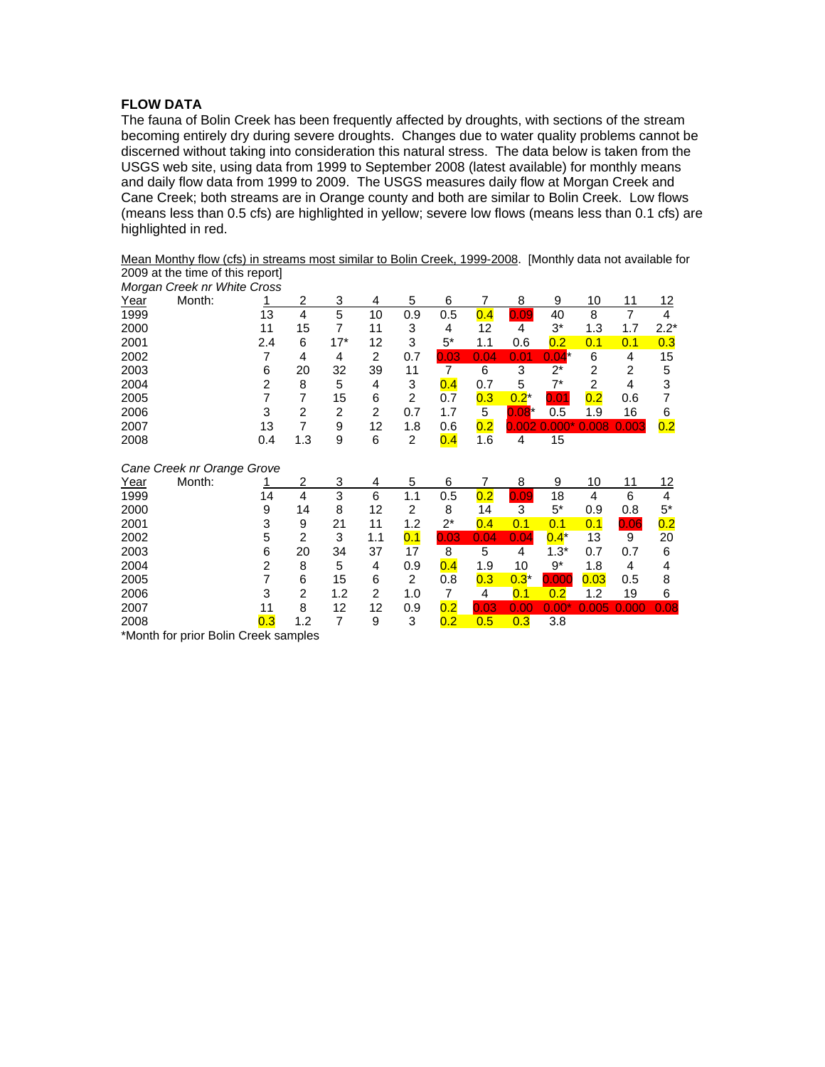**FLOW DATA**

The fauna of Bolin Creek has been frequently affected by droughts, with sections of the stream becoming entirely dry during severe droughts. Changes due to water quality problems cannot be discerned without taking into consideration this natural stress. The data below is taken from the USGS web site, using data from 1999 to September 2008 (latest available) for monthly means and daily flow data from 1999 to 2009. The USGS measures daily flow at Morgan Creek and Cane Creek; both streams are in Orange county and both are similar to Bolin Creek. Low flows (means less than 0.5 cfs) are highlighted in yellow; severe low flows (means less than 0.1 cfs) are highlighted in red.

Mean Monthy flow (cfs) in streams most similar to Bolin Creek, 1999-2008. [Monthly data not available for 2009 at the time of this report]

*Morgan Creek nr White Cross*

| Year | Month: 1 | 2 | 3 | 4 | 5 | 6 | 7 | 8 | 9 | 10 | 11 | 12 |
|---|---|---|---|---|---|---|---|---|---|---|---|---|
| 1999 | 13 | 4 | 5 | 10 | 0.9 | 0.5 | 0.4 | 0.09 | 40 | 8 | 7 | 4 |
| 2000 | 11 | 15 | 7 | 11 | 3 | 4 | 12 | 4 | 3* | 1.3 | 1.7 | 2.2* |
| 2001 | 2.4 | 6 | 17* | 12 | 3 | 5* | 1.1 | 0.6 | 0.2 | 0.1 | 0.1 | 0.3 |
| 2002 | 7 | 4 | 4 | 2 | 0.7 | 0.03 | 0.04 | 0.01 | 0.04* | 6 | 4 | 15 |
| 2003 | 6 | 20 | 32 | 39 | 11 | 7 | 6 | 3 | 2* | 2 | 2 | 5 |
| 2004 | 2 | 8 | 5 | 4 | 3 | 0.4 | 0.7 | 5 | 7* | 2 | 4 | 3 |
| 2005 | 7 | 7 | 15 | 6 | 2 | 0.7 | 0.3 | 0.2* | 0.01 | 0.2 | 0.6 | 7 |
| 2006 | 3 | 2 | 2 | 2 | 0.7 | 1.7 | 5 | 0.08* | 0.5 | 1.9 | 16 | 6 |
| 2007 | 13 | 7 | 9 | 12 | 1.8 | 0.6 | 0.2 | 0.002 | 0.000* | 0.008 | 0.003 | 0.2 |
| 2008 | 0.4 | 1.3 | 9 | 6 | 2 | 0.4 | 1.6 | 4 | 15 | | | |

*Cane Creek nr Orange Grove*

| Year | Month: 1 | 2 | 3 | 4 | 5 | 6 | 7 | 8 | 9 | 10 | 11 | 12 |
|---|---|---|---|---|---|---|---|---|---|---|---|---|
| 1999 | 14 | 4 | 3 | 6 | 1.1 | 0.5 | 0.2 | 0.09 | 18 | 4 | 6 | 4 |
| 2000 | 9 | 14 | 8 | 12 | 2 | 8 | 14 | 3 | 5* | 0.9 | 0.8 | 5* |
| 2001 | 3 | 9 | 21 | 11 | 1.2 | 2* | 0.4 | 0.1 | 0.1 | 0.1 | 0.06 | 0.2 |
| 2002 | 5 | 2 | 3 | 1.1 | 0.1 | 0.03 | 0.04 | 0.04 | 0.4* | 13 | 9 | 20 |
| 2003 | 6 | 20 | 34 | 37 | 17 | 8 | 5 | 4 | 1.3* | 0.7 | 0.7 | 6 |
| 2004 | 2 | 8 | 5 | 4 | 0.9 | 0.4 | 1.9 | 10 | 9* | 1.8 | 4 | 4 |
| 2005 | 7 | 6 | 15 | 6 | 2 | 0.8 | 0.3 | 0.3* | 0.000 | 0.03 | 0.5 | 8 |
| 2006 | 3 | 2 | 1.2 | 2 | 1.0 | 7 | 4 | 0.1 | 0.2 | 1.2 | 19 | 6 |
| 2007 | 11 | 8 | 12 | 12 | 0.9 | 0.2 | 0.03 | 0.00 | 0.00* | 0.005 | 0.000 | 0.08 |
| 2008 | 0.3 | 1.2 | 7 | 9 | 3 | 0.2 | 0.5 | 0.3 | 3.8 | | | |

*Month for prior Bolin Creek samples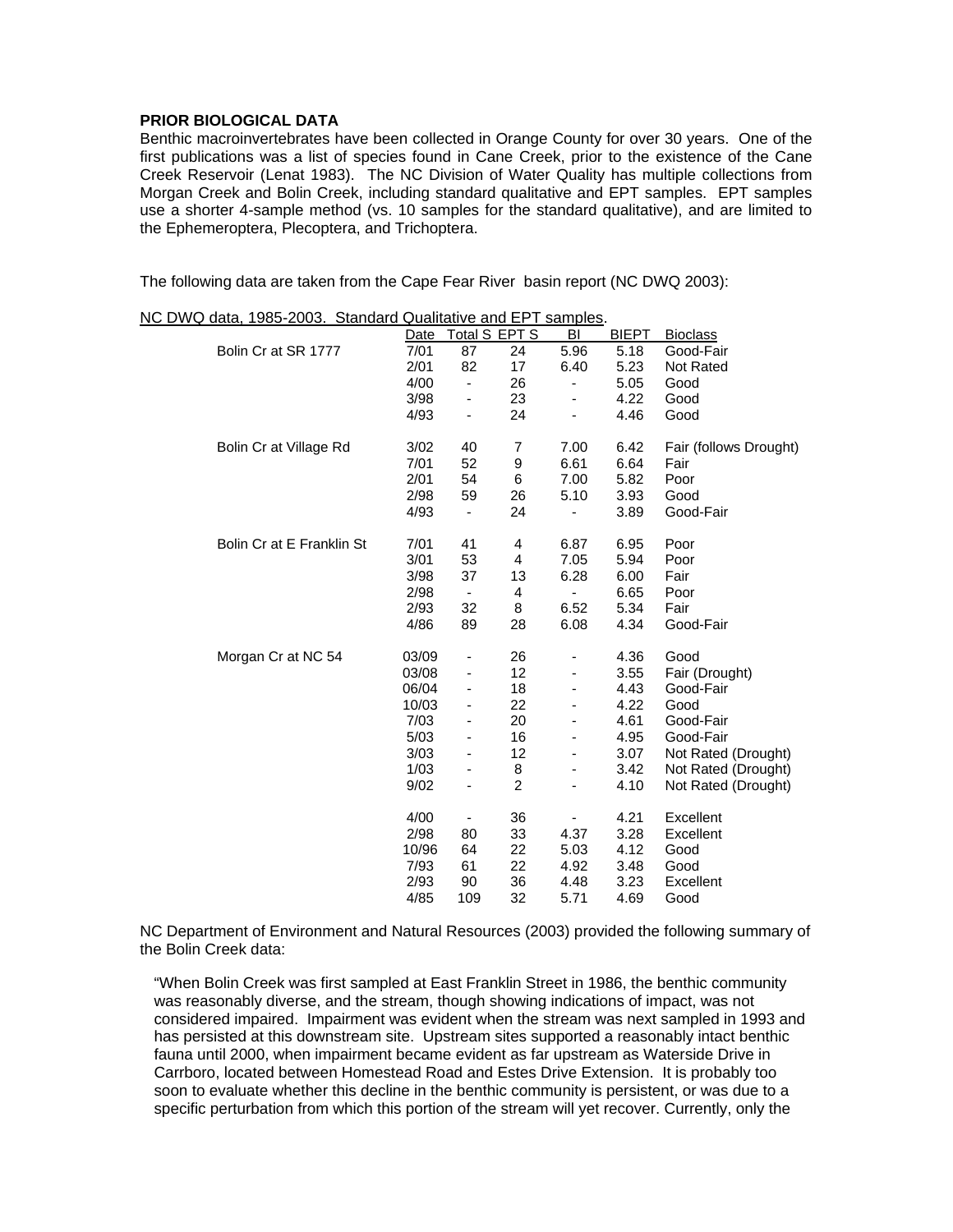**PRIOR BIOLOGICAL DATA**

Benthic macroinvertebrates have been collected in Orange County for over 30 years. One of the first publications was a list of species found in Cane Creek, prior to the existence of the Cane Creek Reservoir (Lenat 1983). The NC Division of Water Quality has multiple collections from Morgan Creek and Bolin Creek, including standard qualitative and EPT samples. EPT samples use a shorter 4-sample method (vs. 10 samples for the standard qualitative), and are limited to the Ephemeroptera, Plecoptera, and Trichoptera.

The following data are taken from the Cape Fear River basin report (NC DWQ 2003):

NC DWQ data, 1985-2003. Standard Qualitative and EPT samples.

| | Date | Total S | EPT S | BI | BIEPT | Bioclass |
|---|---|---|---|---|---|---|
| Bolin Cr at SR 1777 | 7/01 | 87 | 24 | 5.96 | 5.18 | Good-Fair |
| | 2/01 | 82 | 17 | 6.40 | 5.23 | Not Rated |
| | 4/00 | - | 26 | - | 5.05 | Good |
| | 3/98 | - | 23 | - | 4.22 | Good |
| | 4/93 | - | 24 | - | 4.46 | Good |
| Bolin Cr at Village Rd | 3/02 | 40 | 7 | 7.00 | 6.42 | Fair (follows Drought) |
| | 7/01 | 52 | 9 | 6.61 | 6.64 | Fair |
| | 2/01 | 54 | 6 | 7.00 | 5.82 | Poor |
| | 2/98 | 59 | 26 | 5.10 | 3.93 | Good |
| | 4/93 | - | 24 | - | 3.89 | Good-Fair |
| Bolin Cr at E Franklin St | 7/01 | 41 | 4 | 6.87 | 6.95 | Poor |
| | 3/01 | 53 | 4 | 7.05 | 5.94 | Poor |
| | 3/98 | 37 | 13 | 6.28 | 6.00 | Fair |
| | 2/98 | - | 4 | - | 6.65 | Poor |
| | 2/93 | 32 | 8 | 6.52 | 5.34 | Fair |
| | 4/86 | 89 | 28 | 6.08 | 4.34 | Good-Fair |
| Morgan Cr at NC 54 | 03/09 | - | 26 | - | 4.36 | Good |
| | 03/08 | - | 12 | - | 3.55 | Fair (Drought) |
| | 06/04 | - | 18 | - | 4.43 | Good-Fair |
| | 10/03 | - | 22 | - | 4.22 | Good |
| | 7/03 | - | 20 | - | 4.61 | Good-Fair |
| | 5/03 | - | 16 | - | 4.95 | Good-Fair |
| | 3/03 | - | 12 | - | 3.07 | Not Rated (Drought) |
| | 1/03 | - | 8 | - | 3.42 | Not Rated (Drought) |
| | 9/02 | - | 2 | - | 4.10 | Not Rated (Drought) |
| | 4/00 | - | 36 | - | 4.21 | Excellent |
| | 2/98 | 80 | 33 | 4.37 | 3.28 | Excellent |
| | 10/96 | 64 | 22 | 5.03 | 4.12 | Good |
| | 7/93 | 61 | 22 | 4.92 | 3.48 | Good |
| | 2/93 | 90 | 36 | 4.48 | 3.23 | Excellent |
| | 4/85 | 109 | 32 | 5.71 | 4.69 | Good |

NC Department of Environment and Natural Resources (2003) provided the following summary of the Bolin Creek data:

> "When Bolin Creek was first sampled at East Franklin Street in 1986, the benthic community was reasonably diverse, and the stream, though showing indications of impact, was not considered impaired. Impairment was evident when the stream was next sampled in 1993 and has persisted at this downstream site. Upstream sites supported a reasonably intact benthic fauna until 2000, when impairment became evident as far upstream as Waterside Drive in Carrboro, located between Homestead Road and Estes Drive Extension. It is probably too soon to evaluate whether this decline in the benthic community is persistent, or was due to a specific perturbation from which this portion of the stream will yet recover. Currently, only the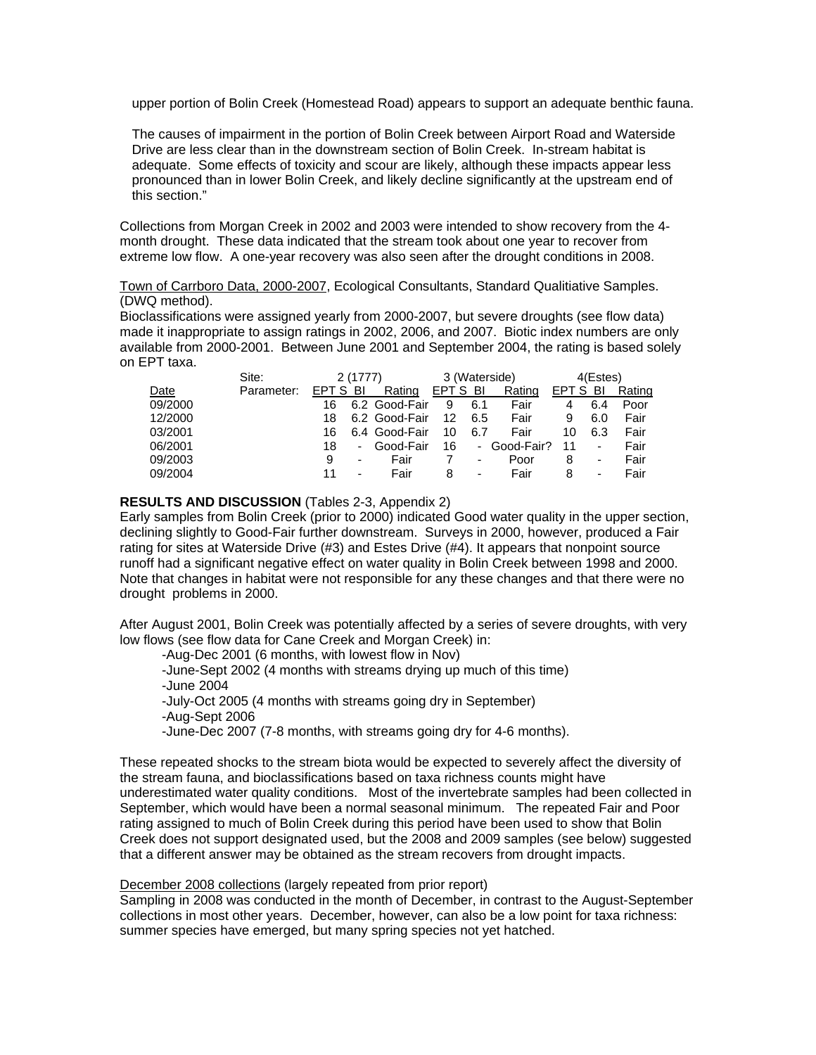upper portion of Bolin Creek (Homestead Road) appears to support an adequate benthic fauna.

The causes of impairment in the portion of Bolin Creek between Airport Road and Waterside Drive are less clear than in the downstream section of Bolin Creek. In-stream habitat is adequate. Some effects of toxicity and scour are likely, although these impacts appear less pronounced than in lower Bolin Creek, and likely decline significantly at the upstream end of this section."

Collections from Morgan Creek in 2002 and 2003 were intended to show recovery from the 4-month drought. These data indicated that the stream took about one year to recover from extreme low flow. A one-year recovery was also seen after the drought conditions in 2008.

Town of Carrboro Data, 2000-2007, Ecological Consultants, Standard Qualitiative Samples. (DWQ method).
Bioclassifications were assigned yearly from 2000-2007, but severe droughts (see flow data) made it inappropriate to assign ratings in 2002, 2006, and 2007. Biotic index numbers are only available from 2000-2001. Between June 2001 and September 2004, the rating is based solely on EPT taxa.

| Site: | 2 (1777) | | | 3 (Waterside) | | | 4(Estes) | | |
|---|---|---|---|---|---|---|---|---|---|
| Date | EPT S | BI | Rating | EPT S | BI | Rating | EPT S | BI | Rating |
| 09/2000 | 16 | 6.2 | Good-Fair | 9 | 6.1 | Fair | 4 | 6.4 | Poor |
| 12/2000 | 18 | 6.2 | Good-Fair | 12 | 6.5 | Fair | 9 | 6.0 | Fair |
| 03/2001 | 16 | 6.4 | Good-Fair | 10 | 6.7 | Fair | 10 | 6.3 | Fair |
| 06/2001 | 18 | - | Good-Fair | 16 | - | Good-Fair? | 11 | - | Fair |
| 09/2003 | 9 | - | Fair | 7 | - | Poor | 8 | - | Fair |
| 09/2004 | 11 | - | Fair | 8 | - | Fair | 8 | - | Fair |

**RESULTS AND DISCUSSION** (Tables 2-3, Appendix 2)
Early samples from Bolin Creek (prior to 2000) indicated Good water quality in the upper section, declining slightly to Good-Fair further downstream. Surveys in 2000, however, produced a Fair rating for sites at Waterside Drive (#3) and Estes Drive (#4). It appears that nonpoint source runoff had a significant negative effect on water quality in Bolin Creek between 1998 and 2000. Note that changes in habitat were not responsible for any these changes and that there were no drought problems in 2000.

After August 2001, Bolin Creek was potentially affected by a series of severe droughts, with very low flows (see flow data for Cane Creek and Morgan Creek) in:

- -Aug-Dec 2001 (6 months, with lowest flow in Nov)
- -June-Sept 2002 (4 months with streams drying up much of this time)
- -June 2004
- -July-Oct 2005 (4 months with streams going dry in September)
- -Aug-Sept 2006
- -June-Dec 2007 (7-8 months, with streams going dry for 4-6 months).

These repeated shocks to the stream biota would be expected to severely affect the diversity of the stream fauna, and bioclassifications based on taxa richness counts might have underestimated water quality conditions. Most of the invertebrate samples had been collected in September, which would have been a normal seasonal minimum. The repeated Fair and Poor rating assigned to much of Bolin Creek during this period have been used to show that Bolin Creek does not support designated used, but the 2008 and 2009 samples (see below) suggested that a different answer may be obtained as the stream recovers from drought impacts.

December 2008 collections (largely repeated from prior report)
Sampling in 2008 was conducted in the month of December, in contrast to the August-September collections in most other years. December, however, can also be a low point for taxa richness: summer species have emerged, but many spring species not yet hatched.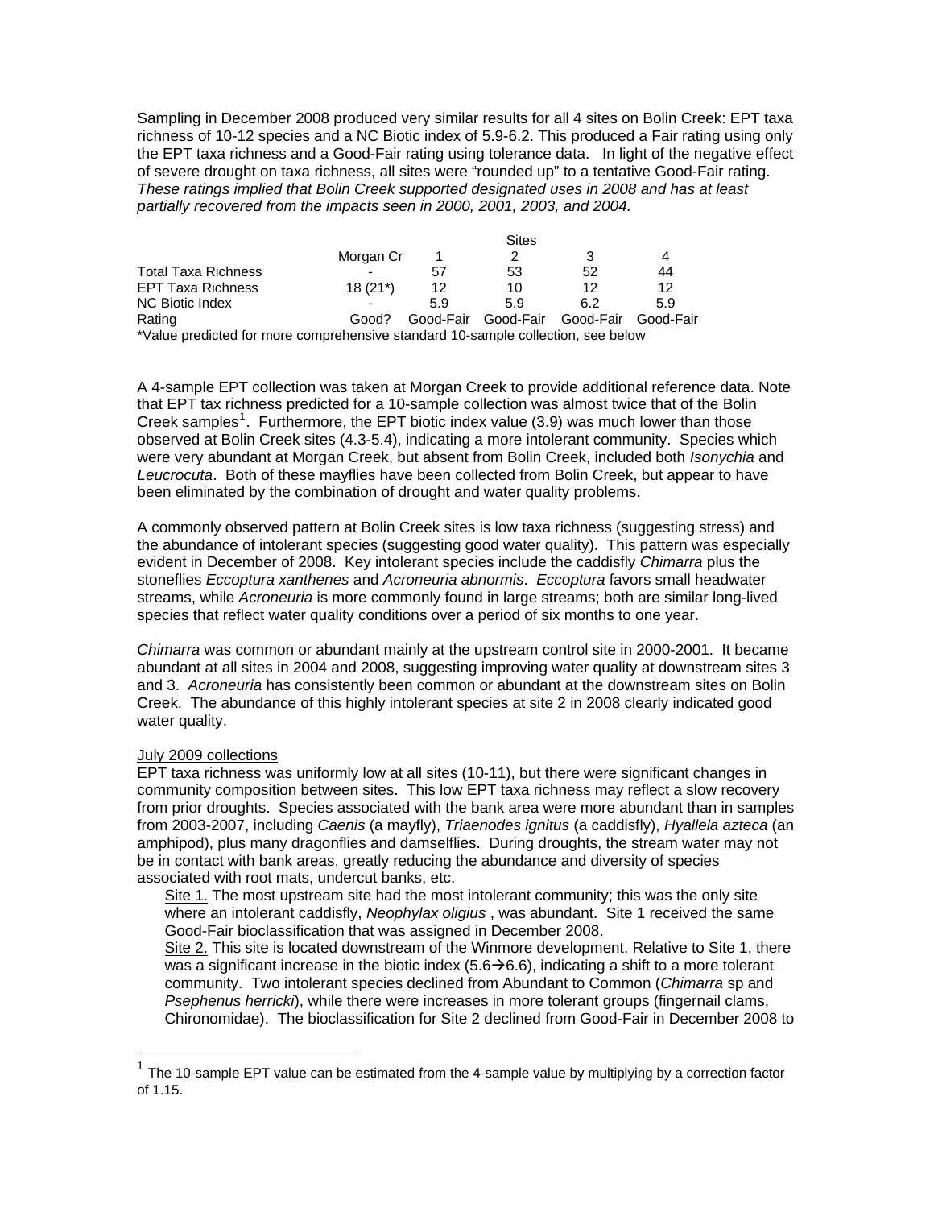Sampling in December 2008 produced very similar results for all 4 sites on Bolin Creek: EPT taxa richness of 10-12 species and a NC Biotic index of 5.9-6.2. This produced a Fair rating using only the EPT taxa richness and a Good-Fair rating using tolerance data. In light of the negative effect of severe drought on taxa richness, all sites were "rounded up" to a tentative Good-Fair rating. *These ratings implied that Bolin Creek supported designated uses in 2008 and has at least partially recovered from the impacts seen in 2000, 2001, 2003, and 2004.*

| | | Sites | | | |
|---|---|---|---|---|---|
| | Morgan Cr | 1 | 2 | 3 | 4 |
| Total Taxa Richness | - | 57 | 53 | 52 | 44 |
| EPT Taxa Richness | 18 (21*) | 12 | 10 | 12 | 12 |
| NC Biotic Index | - | 5.9 | 5.9 | 6.2 | 5.9 |
| Rating | Good? | Good-Fair | Good-Fair | Good-Fair | Good-Fair |

*Value predicted for more comprehensive standard 10-sample collection, see below

A 4-sample EPT collection was taken at Morgan Creek to provide additional reference data. Note that EPT tax richness predicted for a 10-sample collection was almost twice that of the Bolin Creek samples[1]. Furthermore, the EPT biotic index value (3.9) was much lower than those observed at Bolin Creek sites (4.3-5.4), indicating a more intolerant community. Species which were very abundant at Morgan Creek, but absent from Bolin Creek, included both *Isonychia* and *Leucrocuta*. Both of these mayflies have been collected from Bolin Creek, but appear to have been eliminated by the combination of drought and water quality problems.

A commonly observed pattern at Bolin Creek sites is low taxa richness (suggesting stress) and the abundance of intolerant species (suggesting good water quality). This pattern was especially evident in December of 2008. Key intolerant species include the caddisfly *Chimarra* plus the stoneflies *Eccoptura xanthenes* and *Acroneuria abnormis*. *Eccoptura* favors small headwater streams, while *Acroneuria* is more commonly found in large streams; both are similar long-lived species that reflect water quality conditions over a period of six months to one year.

*Chimarra* was common or abundant mainly at the upstream control site in 2000-2001. It became abundant at all sites in 2004 and 2008, suggesting improving water quality at downstream sites 3 and 3. *Acroneuria* has consistently been common or abundant at the downstream sites on Bolin Creek. The abundance of this highly intolerant species at site 2 in 2008 clearly indicated good water quality.

July 2009 collections

EPT taxa richness was uniformly low at all sites (10-11), but there were significant changes in community composition between sites. This low EPT taxa richness may reflect a slow recovery from prior droughts. Species associated with the bank area were more abundant than in samples from 2003-2007, including *Caenis* (a mayfly), *Triaenodes ignitus* (a caddisfly), *Hyallela azteca* (an amphipod), plus many dragonflies and damselflies. During droughts, the stream water may not be in contact with bank areas, greatly reducing the abundance and diversity of species associated with root mats, undercut banks, etc.

Site 1. The most upstream site had the most intolerant community; this was the only site where an intolerant caddisfly, *Neophylax oligius* , was abundant. Site 1 received the same Good-Fair bioclassification that was assigned in December 2008.

Site 2. This site is located downstream of the Winmore development. Relative to Site 1, there was a significant increase in the biotic index (5.6→6.6), indicating a shift to a more tolerant community. Two intolerant species declined from Abundant to Common (*Chimarra* sp and *Psephenus herricki*), while there were increases in more tolerant groups (fingernail clams, Chironomidae). The bioclassification for Site 2 declined from Good-Fair in December 2008 to

[1] The 10-sample EPT value can be estimated from the 4-sample value by multiplying by a correction factor of 1.15.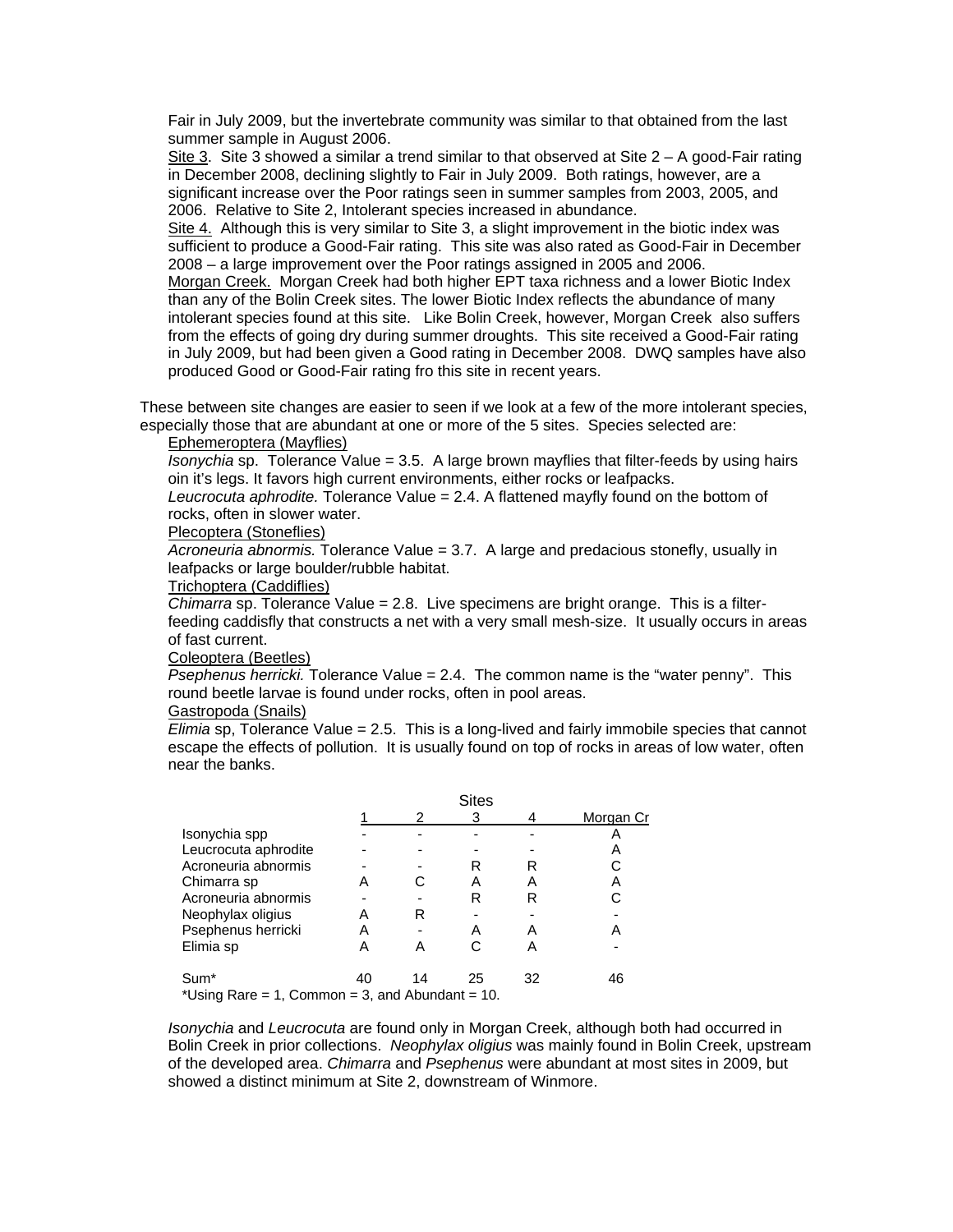Fair in July 2009, but the invertebrate community was similar to that obtained from the last summer sample in August 2006.

Site 3. Site 3 showed a similar a trend similar to that observed at Site 2 – A good-Fair rating in December 2008, declining slightly to Fair in July 2009. Both ratings, however, are a significant increase over the Poor ratings seen in summer samples from 2003, 2005, and 2006. Relative to Site 2, Intolerant species increased in abundance.

Site 4. Although this is very similar to Site 3, a slight improvement in the biotic index was sufficient to produce a Good-Fair rating. This site was also rated as Good-Fair in December 2008 – a large improvement over the Poor ratings assigned in 2005 and 2006.

Morgan Creek. Morgan Creek had both higher EPT taxa richness and a lower Biotic Index than any of the Bolin Creek sites. The lower Biotic Index reflects the abundance of many intolerant species found at this site. Like Bolin Creek, however, Morgan Creek also suffers from the effects of going dry during summer droughts. This site received a Good-Fair rating in July 2009, but had been given a Good rating in December 2008. DWQ samples have also produced Good or Good-Fair rating fro this site in recent years.

These between site changes are easier to seen if we look at a few of the more intolerant species, especially those that are abundant at one or more of the 5 sites. Species selected are:

Ephemeroptera (Mayflies)

*Isonychia* sp. Tolerance Value = 3.5. A large brown mayflies that filter-feeds by using hairs oin it's legs. It favors high current environments, either rocks or leafpacks.

*Leucrocuta aphrodite.* Tolerance Value = 2.4. A flattened mayfly found on the bottom of rocks, often in slower water.

Plecoptera (Stoneflies)

*Acroneuria abnormis.* Tolerance Value = 3.7. A large and predacious stonefly, usually in leafpacks or large boulder/rubble habitat.

Trichoptera (Caddiflies)

*Chimarra* sp. Tolerance Value = 2.8. Live specimens are bright orange. This is a filter-feeding caddisfly that constructs a net with a very small mesh-size. It usually occurs in areas of fast current.

Coleoptera (Beetles)

*Psephenus herricki.* Tolerance Value = 2.4. The common name is the "water penny". This round beetle larvae is found under rocks, often in pool areas.

Gastropoda (Snails)

*Elimia* sp, Tolerance Value = 2.5. This is a long-lived and fairly immobile species that cannot escape the effects of pollution. It is usually found on top of rocks in areas of low water, often near the banks.

| | Sites | | | | |
|---|---|---|---|---|---|
| | 1 | 2 | 3 | 4 | Morgan Cr |
| Isonychia spp | - | - | - | - | A |
| Leucrocuta aphrodite | - | - | - | - | A |
| Acroneuria abnormis | - | - | R | R | C |
| Chimarra sp | A | C | A | A | A |
| Acroneuria abnormis | - | - | R | R | C |
| Neophylax oligius | A | R | - | - | - |
| Psephenus herricki | A | - | A | A | A |
| Elimia sp | A | A | C | A | - |
| Sum* | 40 | 14 | 25 | 32 | 46 |

*Using Rare = 1, Common = 3, and Abundant = 10.

*Isonychia* and *Leucrocuta* are found only in Morgan Creek, although both had occurred in Bolin Creek in prior collections. *Neophylax oligius* was mainly found in Bolin Creek, upstream of the developed area. *Chimarra* and *Psephenus* were abundant at most sites in 2009, but showed a distinct minimum at Site 2, downstream of Winmore.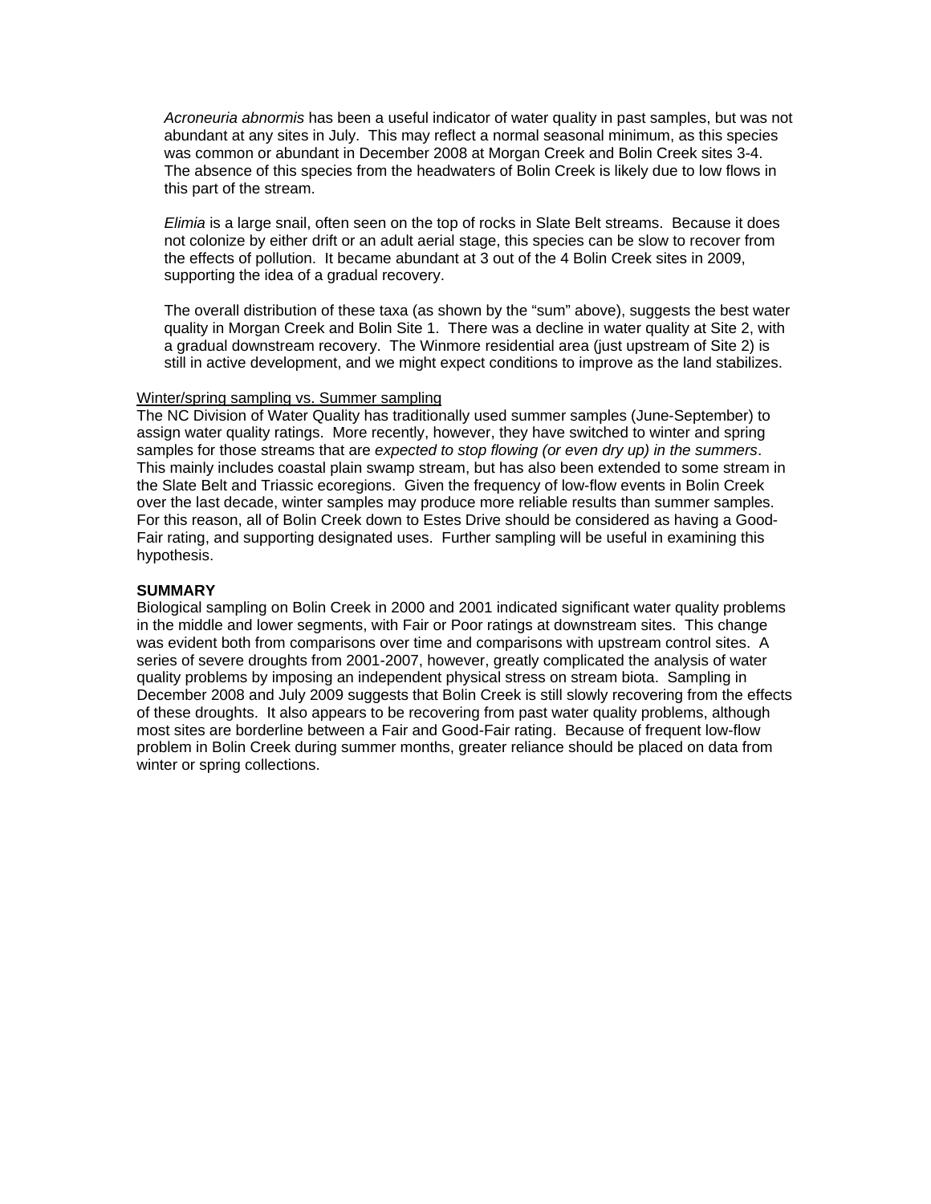*Acroneuria abnormis* has been a useful indicator of water quality in past samples, but was not abundant at any sites in July. This may reflect a normal seasonal minimum, as this species was common or abundant in December 2008 at Morgan Creek and Bolin Creek sites 3-4. The absence of this species from the headwaters of Bolin Creek is likely due to low flows in this part of the stream.

*Elimia* is a large snail, often seen on the top of rocks in Slate Belt streams. Because it does not colonize by either drift or an adult aerial stage, this species can be slow to recover from the effects of pollution. It became abundant at 3 out of the 4 Bolin Creek sites in 2009, supporting the idea of a gradual recovery.

The overall distribution of these taxa (as shown by the "sum" above), suggests the best water quality in Morgan Creek and Bolin Site 1. There was a decline in water quality at Site 2, with a gradual downstream recovery. The Winmore residential area (just upstream of Site 2) is still in active development, and we might expect conditions to improve as the land stabilizes.

<u>Winter/spring sampling vs. Summer sampling</u>

The NC Division of Water Quality has traditionally used summer samples (June-September) to assign water quality ratings. More recently, however, they have switched to winter and spring samples for those streams that are *expected to stop flowing (or even dry up) in the summers*. This mainly includes coastal plain swamp stream, but has also been extended to some stream in the Slate Belt and Triassic ecoregions. Given the frequency of low-flow events in Bolin Creek over the last decade, winter samples may produce more reliable results than summer samples. For this reason, all of Bolin Creek down to Estes Drive should be considered as having a Good-Fair rating, and supporting designated uses. Further sampling will be useful in examining this hypothesis.

**SUMMARY**

Biological sampling on Bolin Creek in 2000 and 2001 indicated significant water quality problems in the middle and lower segments, with Fair or Poor ratings at downstream sites. This change was evident both from comparisons over time and comparisons with upstream control sites. A series of severe droughts from 2001-2007, however, greatly complicated the analysis of water quality problems by imposing an independent physical stress on stream biota. Sampling in December 2008 and July 2009 suggests that Bolin Creek is still slowly recovering from the effects of these droughts. It also appears to be recovering from past water quality problems, although most sites are borderline between a Fair and Good-Fair rating. Because of frequent low-flow problem in Bolin Creek during summer months, greater reliance should be placed on data from winter or spring collections.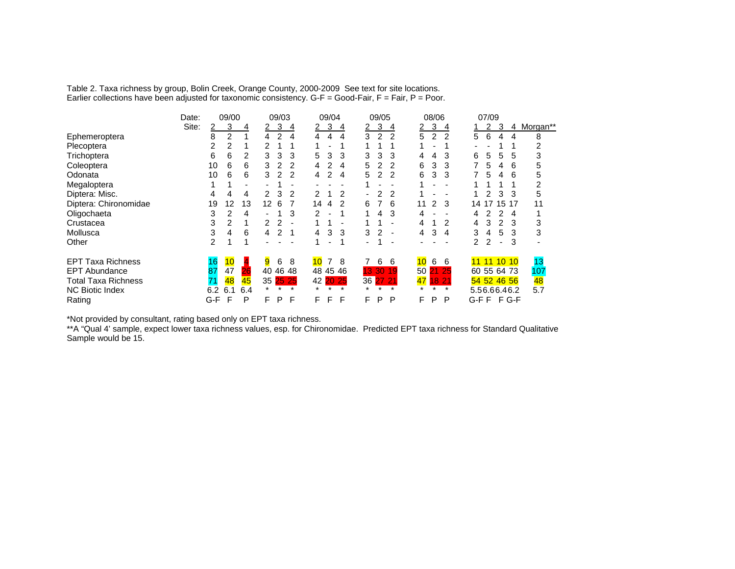Table 2. Taxa richness by group, Bolin Creek, Orange County, 2000-2009 See text for site locations.
Earlier collections have been adjusted for taxonomic consistency. G-F = Good-Fair, F = Fair, P = Poor.

| Date: | 09/00 | | | 09/03 | | | 09/04 | | | 09/05 | | | 08/06 | | | 07/09 | | | | |
|---|---|---|---|---|---|---|---|---|---|---|---|---|---|---|---|---|---|---|---|---|
| Site: | 2 | 3 | 4 | 2 | 3 | 4 | 2 | 3 | 4 | 2 | 3 | 4 | 2 | 3 | 4 | 1 | 2 | 3 | 4 | Morgan** |
| Ephemeroptera | 8 | 2 | 1 | 4 | 2 | 4 | 4 | 4 | 4 | 3 | 2 | 2 | 5 | 2 | 2 | 5 | 6 | 4 | 4 | 8 |
| Plecoptera | 2 | 2 | 1 | 2 | 1 | 1 | 1 | - | 1 | 1 | 1 | 1 | 1 | - | 1 | - | - | 1 | 1 | 2 |
| Trichoptera | 6 | 6 | 2 | 3 | 3 | 3 | 5 | 3 | 3 | 3 | 3 | 3 | 4 | 4 | 3 | 6 | 5 | 5 | 5 | 3 |
| Coleoptera | 10 | 6 | 6 | 3 | 2 | 2 | 4 | 2 | 4 | 5 | 2 | 2 | 6 | 3 | 3 | 7 | 5 | 4 | 6 | 5 |
| Odonata | 10 | 6 | 6 | 3 | 2 | 2 | 4 | 2 | 4 | 5 | 2 | 2 | 6 | 3 | 3 | 7 | 5 | 4 | 6 | 5 |
| Megaloptera | 1 | 1 | - | - | 1 | - | - | - | - | 1 | - | - | 1 | - | - | 1 | 1 | 1 | 1 | 2 |
| Diptera: Misc. | 4 | 4 | 4 | 2 | 3 | 2 | 2 | 1 | 2 | - | 2 | 2 | 1 | - | - | 1 | 2 | 3 | 3 | 5 |
| Diptera: Chironomidae | 19 | 12 | 13 | 12 | 6 | 7 | 14 | 4 | 2 | 6 | 7 | 6 | 11 | 2 | 3 | 14 | 17 | 15 | 17 | 11 |
| Oligochaeta | 3 | 2 | 4 | - | 1 | 3 | 2 | - | 1 | 1 | 4 | 3 | 4 | - | - | 4 | 2 | 2 | 4 | 1 |
| Crustacea | 3 | 2 | 1 | 2 | 2 | - | 1 | 1 | - | 1 | 1 | - | 4 | 1 | 2 | 4 | 3 | 2 | 3 | 3 |
| Mollusca | 3 | 4 | 6 | 4 | 2 | 1 | 4 | 3 | 3 | 3 | 2 | - | 4 | 3 | 4 | 3 | 4 | 5 | 3 | 3 |
| Other | 2 | 1 | 1 | - | - | - | 1 | - | 1 | - | 1 | - | - | - | - | 2 | 2 | - | 3 | - |
| EPT Taxa Richness | 16 | 10 | 4 | 9 | 6 | 8 | 10 | 7 | 8 | 7 | 6 | 6 | 10 | 6 | 6 | 11 | 11 | 10 | 10 | 13 |
| EPT Abundance | 87 | 47 | 26 | 40 | 46 | 48 | 48 | 45 | 46 | 13 | 30 | 19 | 50 | 21 | 25 | 60 | 55 | 64 | 73 | 107 |
| Total Taxa Richness | 71 | 48 | 45 | 35 | 25 | 25 | 42 | 20 | 25 | 36 | 27 | 21 | 47 | 18 | 21 | 54 | 52 | 46 | 56 | 48 |
| NC Biotic Index | 6.2 | 6.1 | 6.4 | * | * | * | * | * | * | * | * | * | * | * | * | 5.5 | 6.6 | 6.4 | 6.2 | 5.7 |
| Rating | G-F | F | P | F | P | F | F | F | F | F | P | P | F | P | P | G-F | F | F | G-F | |

*Not provided by consultant, rating based only on EPT taxa richness.

**A "Qual 4" sample, expect lower taxa richness values, esp. for Chironomidae. Predicted EPT taxa richness for Standard Qualitative Sample would be 15.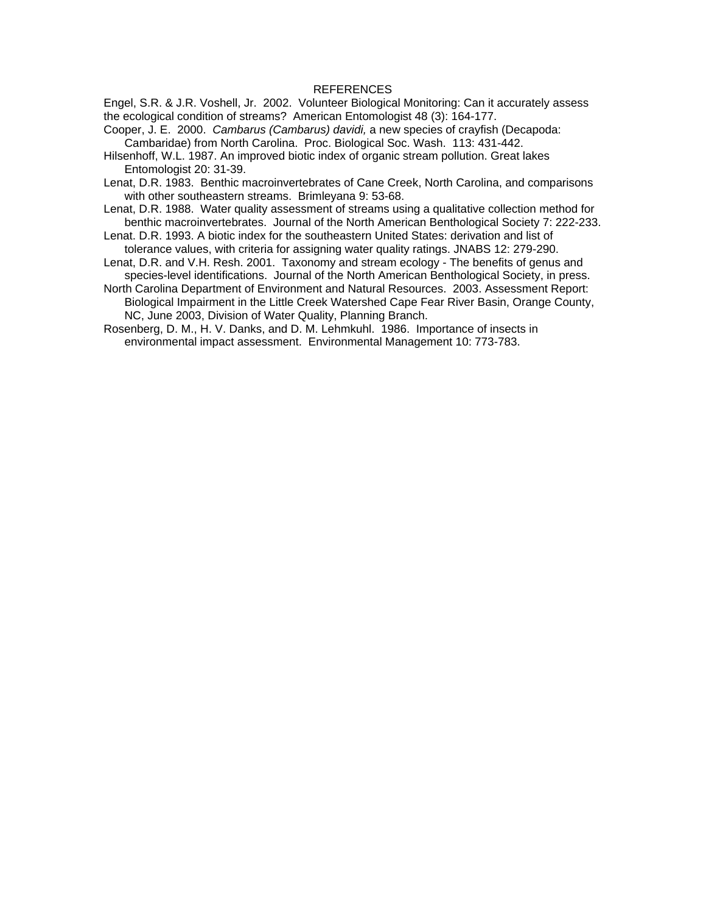# REFERENCES

Engel, S.R. & J.R. Voshell, Jr. 2002. Volunteer Biological Monitoring: Can it accurately assess the ecological condition of streams? American Entomologist 48 (3): 164-177.

Cooper, J. E. 2000. *Cambarus (Cambarus) davidi,* a new species of crayfish (Decapoda: Cambaridae) from North Carolina. Proc. Biological Soc. Wash. 113: 431-442.

Hilsenhoff, W.L. 1987. An improved biotic index of organic stream pollution. Great lakes Entomologist 20: 31-39.

Lenat, D.R. 1983. Benthic macroinvertebrates of Cane Creek, North Carolina, and comparisons with other southeastern streams. Brimleyana 9: 53-68.

Lenat, D.R. 1988. Water quality assessment of streams using a qualitative collection method for benthic macroinvertebrates. Journal of the North American Benthological Society 7: 222-233.

Lenat. D.R. 1993. A biotic index for the southeastern United States: derivation and list of tolerance values, with criteria for assigning water quality ratings. JNABS 12: 279-290.

Lenat, D.R. and V.H. Resh. 2001. Taxonomy and stream ecology - The benefits of genus and species-level identifications. Journal of the North American Benthological Society, in press.

North Carolina Department of Environment and Natural Resources. 2003. Assessment Report: Biological Impairment in the Little Creek Watershed Cape Fear River Basin, Orange County, NC, June 2003, Division of Water Quality, Planning Branch.

Rosenberg, D. M., H. V. Danks, and D. M. Lehmkuhl. 1986. Importance of insects in environmental impact assessment. Environmental Management 10: 773-783.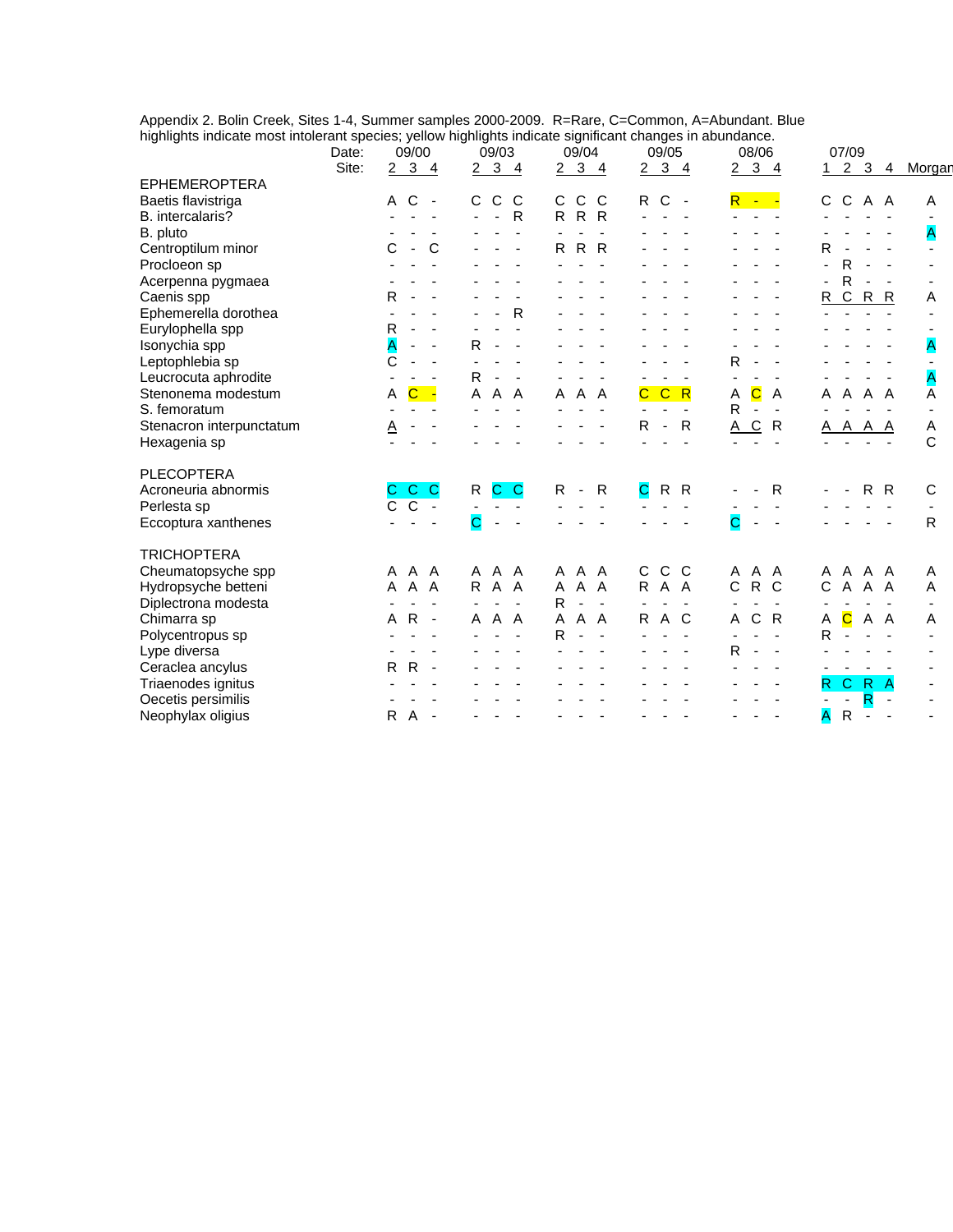Appendix 2. Bolin Creek, Sites 1-4, Summer samples 2000-2009. R=Rare, C=Common, A=Abundant. Blue highlights indicate most intolerant species; yellow highlights indicate significant changes in abundance.

| Date: | 09/00 | | | 09/03 | | | 09/04 | | | 09/05 | | | 08/06 | | | 07/09 | | | | Morgan |
|---|---|---|---|---|---|---|---|---|---|---|---|---|---|---|---|---|---|---|---|---|
| Site: | 2 | 3 | 4 | 2 | 3 | 4 | 2 | 3 | 4 | 2 | 3 | 4 | 2 | 3 | 4 | 1 | 2 | 3 | 4 | |
| **EPHEMEROPTERA** | | | | | | | | | | | | | | | | | | | | |
| Baetis flavistriga | A | C | - | C | C | C | C | C | C | R | C | - | R | - | - | C | C | A | A | A |
| B. intercalaris? | - | - | - | - | - | R | R | R | R | - | - | - | - | - | - | - | - | - | - | - |
| B. pluto | - | - | - | - | - | - | - | - | - | - | - | - | - | - | - | - | - | - | - | A |
| Centroptilum minor | C | - | C | - | - | - | R | R | R | - | - | - | - | - | - | R | - | - | - | - |
| Procloeon sp | - | - | - | - | - | - | - | - | - | - | - | - | - | - | - | - | R | - | - | - |
| Acerpenna pygmaea | - | - | - | - | - | - | - | - | - | - | - | - | - | - | - | - | R | - | - | - |
| Caenis spp | R | - | - | - | - | - | - | - | - | - | - | - | - | - | - | R | C | R | R | A |
| Ephemerella dorothea | - | - | - | - | - | R | - | - | - | - | - | - | - | - | - | - | - | - | - | - |
| Eurylophella spp | R | - | - | - | - | - | - | - | - | - | - | - | - | - | - | - | - | - | - | - |
| Isonychia spp | A | - | - | R | - | - | - | - | - | - | - | - | - | - | - | - | - | - | - | A |
| Leptophlebia sp | C | - | - | - | - | - | - | - | - | - | - | - | R | - | - | - | - | - | - | - |
| Leucrocuta aphrodite | - | - | - | R | - | - | - | - | - | - | - | - | - | - | - | - | - | - | - | A |
| Stenonema modestum | A | C | - | A | A | A | A | A | A | C | C | R | A | C | A | A | A | A | A | A |
| S. femoratum | - | - | - | - | - | - | - | - | - | - | - | - | R | - | - | - | - | - | - | - |
| Stenacron interpunctatum | A | - | - | - | - | - | - | - | - | R | - | R | A | C | R | A | A | A | A | A |
| Hexagenia sp | - | - | - | - | - | - | - | - | - | - | - | - | - | - | - | - | - | - | - | C |
| **PLECOPTERA** | | | | | | | | | | | | | | | | | | | | |
| Acroneuria abnormis | C | C | C | R | C | C | R | - | R | C | R | R | - | - | R | - | - | R | R | C |
| Perlesta sp | C | C | - | - | - | - | - | - | - | - | - | - | - | - | - | - | - | - | - | - |
| Eccoptura xanthenes | - | - | - | C | - | - | - | - | - | - | - | - | C | - | - | - | - | - | - | R |
| **TRICHOPTERA** | | | | | | | | | | | | | | | | | | | | |
| Cheumatopsyche spp | A | A | A | A | A | A | A | A | A | C | C | C | A | A | A | A | A | A | A | A |
| Hydropsyche betteni | A | A | A | R | A | A | A | A | A | R | A | A | C | R | C | C | A | A | A | A |
| Diplectrona modesta | - | - | - | - | - | - | R | - | - | - | - | - | - | - | - | - | - | - | - | - |
| Chimarra sp | A | R | - | A | A | A | A | A | A | R | A | C | A | C | R | A | C | A | A | A |
| Polycentropus sp | - | - | - | - | - | - | R | - | - | - | - | - | - | - | - | R | - | - | - | - |
| Lype diversa | - | - | - | - | - | - | - | - | - | - | - | - | R | - | - | - | - | - | - | - |
| Ceraclea ancylus | R | R | - | - | - | - | - | - | - | - | - | - | - | - | - | - | - | - | - | - |
| Triaenodes ignitus | - | - | - | - | - | - | - | - | - | - | - | - | - | - | - | R | C | R | A | - |
| Oecetis persimilis | - | - | - | - | - | - | - | - | - | - | - | - | - | - | - | - | - | R | - | - |
| Neophylax oligius | R | A | - | - | - | - | - | - | - | - | - | - | - | - | - | A | R | - | - | - |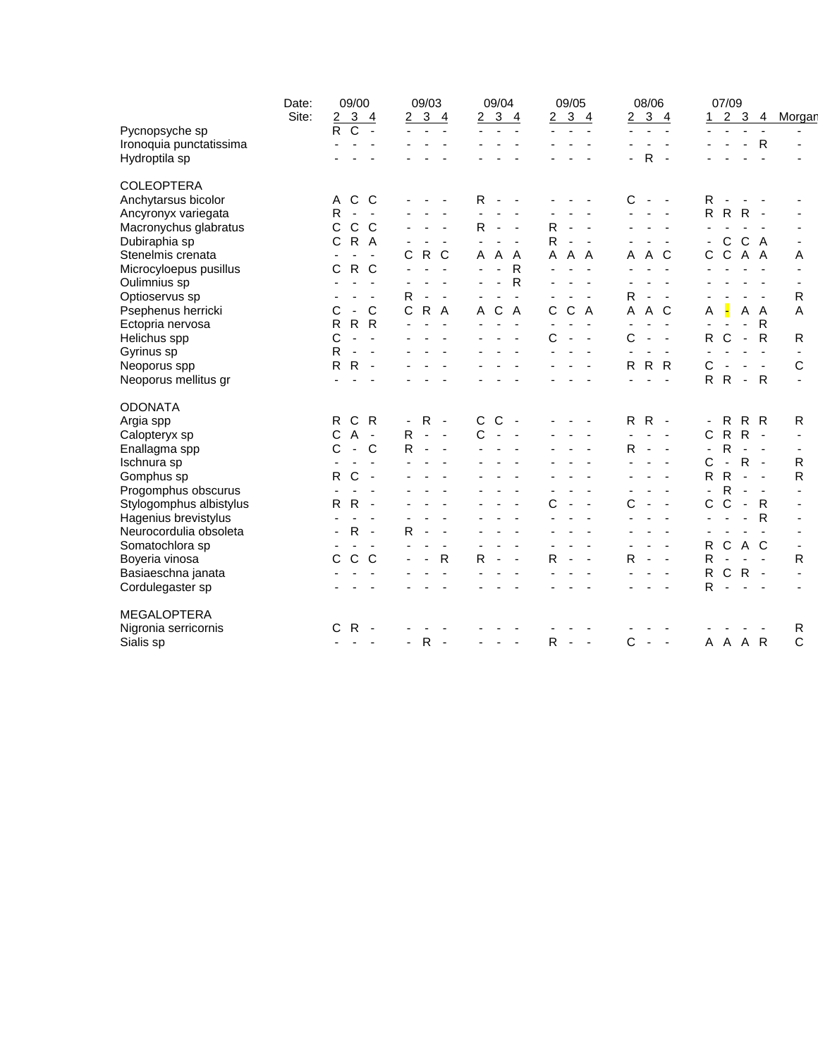| | Date: | 09/00 | | | 09/03 | | | 09/04 | | | 09/05 | | | 08/06 | | | 07/09 | | | | |
|---|---|---|---|---|---|---|---|---|---|---|---|---|---|---|---|---|---|---|---|---|---|
| | Site: | 2 | 3 | 4 | 2 | 3 | 4 | 2 | 3 | 4 | 2 | 3 | 4 | 2 | 3 | 4 | 1 | 2 | 3 | 4 | Morgan |
| Pycnopsyche sp | | R | C | - | - | - | - | - | - | - | - | - | - | - | - | - | - | - | - | - | - |
| Ironoquia punctatissima | | - | - | - | - | - | - | - | - | - | - | - | - | - | - | - | - | - | - | R | - |
| Hydroptila sp | | - | - | - | - | - | - | - | - | - | - | - | - | - | R | - | - | - | - | - | - |
| **COLEOPTERA** | | | | | | | | | | | | | | | | | | | | | |
| Anchytarsus bicolor | | A | C | C | - | - | - | R | - | - | - | - | - | C | - | - | R | - | - | - | - |
| Ancyronyx variegata | | R | - | - | - | - | - | - | - | - | - | - | - | - | - | - | R | R | R | - | - |
| Macronychus glabratus | | C | C | C | - | - | - | R | - | - | R | - | - | - | - | - | - | - | - | - | - |
| Dubiraphia sp | | C | R | A | - | - | - | - | - | - | R | - | - | - | - | - | - | C | C | A | - |
| Stenelmis crenata | | - | - | - | C | R | C | A | A | A | A | A | A | A | A | C | C | C | A | A | A |
| Microcyloepus pusillus | | C | R | C | - | - | - | - | - | R | - | - | - | - | - | - | - | - | - | - | - |
| Oulimnius sp | | - | - | - | - | - | - | - | - | R | - | - | - | - | - | - | - | - | - | - | - |
| Optioservus sp | | - | - | - | R | - | - | - | - | - | - | - | - | R | - | - | - | - | - | - | R |
| Psephenus herricki | | C | - | C | C | R | A | A | C | A | C | C | A | A | A | C | A | - | A | A | A |
| Ectopria nervosa | | R | R | R | - | - | - | - | - | - | - | - | - | - | - | - | - | - | - | R | - |
| Helichus spp | | C | - | - | - | - | - | - | - | - | C | - | - | C | - | - | R | C | - | R | R |
| Gyrinus sp | | R | - | - | - | - | - | - | - | - | - | - | - | - | - | - | - | - | - | - | - |
| Neoporus spp | | R | R | - | - | - | - | - | - | - | - | - | - | R | R | R | C | - | - | - | C |
| Neoporus mellitus gr | | - | - | - | - | - | - | - | - | - | - | - | - | - | - | - | R | R | - | R | - |
| **ODONATA** | | | | | | | | | | | | | | | | | | | | | |
| Argia spp | | R | C | R | - | R | - | C | C | - | - | - | - | R | R | - | - | R | R | R | R |
| Calopteryx sp | | C | A | - | R | - | - | C | - | - | - | - | - | - | - | - | C | R | R | - | - |
| Enallagma spp | | C | - | C | R | - | - | - | - | - | - | - | - | R | - | - | - | R | - | - | - |
| Ischnura sp | | - | - | - | - | - | - | - | - | - | - | - | - | - | - | - | C | - | R | - | R |
| Gomphus sp | | R | C | - | - | - | - | - | - | - | - | - | - | - | - | - | R | R | - | - | R |
| Progomphus obscurus | | - | - | - | - | - | - | - | - | - | - | - | - | - | - | - | - | R | - | - | - |
| Stylogomphus albistylus | | R | R | - | - | - | - | - | - | - | C | - | - | C | - | - | C | C | - | R | - |
| Hagenius brevistylus | | - | - | - | - | - | - | - | - | - | - | - | - | - | - | - | - | - | - | R | - |
| Neurocordulia obsoleta | | - | R | - | R | - | - | - | - | - | - | - | - | - | - | - | - | - | - | - | - |
| Somatochlora sp | | - | - | - | - | - | - | - | - | - | - | - | - | - | - | - | R | C | A | C | - |
| Boyeria vinosa | | C | C | C | - | - | R | R | - | - | R | - | - | R | - | - | R | - | - | - | R |
| Basiaeschna janata | | - | - | - | - | - | - | - | - | - | - | - | - | - | - | - | R | C | R | - | - |
| Cordulegaster sp | | - | - | - | - | - | - | - | - | - | - | - | - | - | - | - | R | - | - | - | - |
| **MEGALOPTERA** | | | | | | | | | | | | | | | | | | | | | |
| Nigronia serricornis | | C | R | - | - | - | - | - | - | - | - | - | - | - | - | - | - | - | - | - | R |
| Sialis sp | | - | - | - | - | R | - | - | - | - | R | - | - | C | - | - | A | A | A | R | C |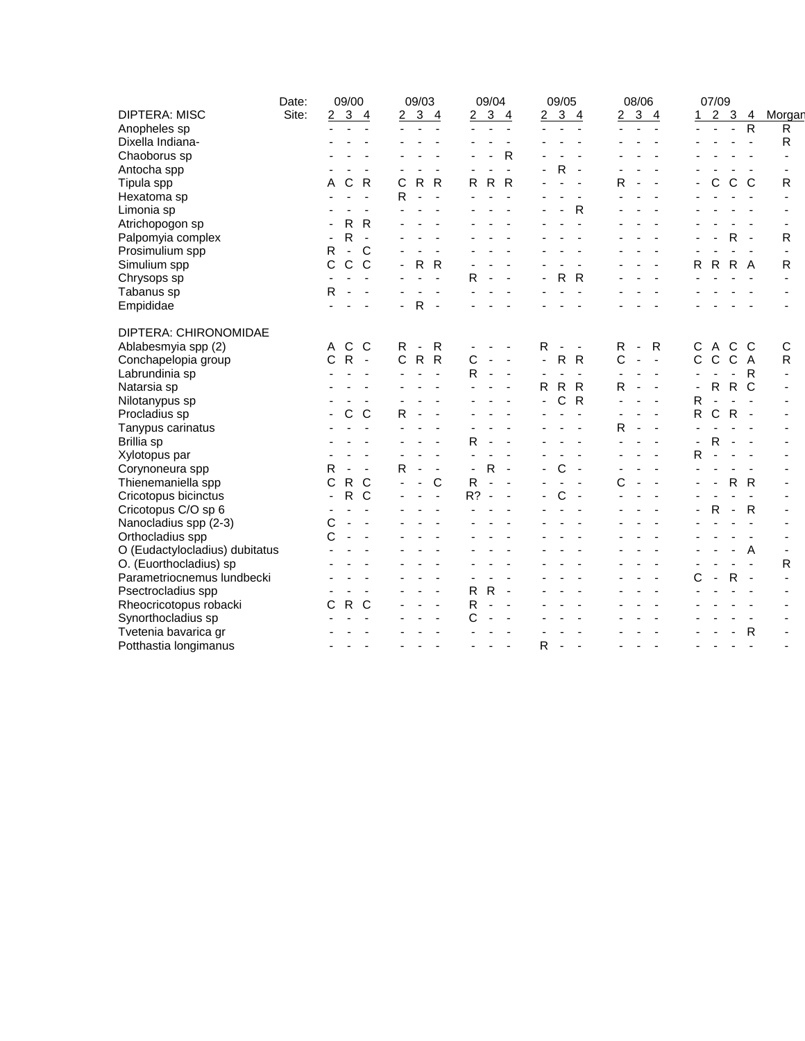| Date: | 09/00 | | | 09/03 | | | 09/04 | | | 09/05 | | | 08/06 | | | 07/09 | | | | |
|---|---|---|---|---|---|---|---|---|---|---|---|---|---|---|---|---|---|---|---|---|
| **DIPTERA: MISC** Site: | 2 | 3 | 4 | 2 | 3 | 4 | 2 | 3 | 4 | 2 | 3 | 4 | 2 | 3 | 4 | 1 | 2 | 3 | 4 | Morgan |
| Anopheles sp | - | - | - | - | - | - | - | - | - | - | - | - | - | - | - | - | - | - | R | R |
| Dixella Indiana- | - | - | - | - | - | - | - | - | - | - | - | - | - | - | - | - | - | - | - | R |
| Chaoborus sp | - | - | - | - | - | - | - | - | R | - | - | - | - | - | - | - | - | - | - | - |
| Antocha spp | - | - | - | - | - | - | - | - | - | - | R | - | - | - | - | - | - | - | - | - |
| Tipula spp | A | C | R | C | R | R | R | R | R | - | - | - | R | - | - | - | C | C | C | R |
| Hexatoma sp | - | - | - | R | - | - | - | - | - | - | - | - | - | - | - | - | - | - | - | - |
| Limonia sp | - | - | - | - | - | - | - | - | - | - | - | R | - | - | - | - | - | - | - | - |
| Atrichopogon sp | - | R | R | - | - | - | - | - | - | - | - | - | - | - | - | - | - | - | - | - |
| Palpomyia complex | - | R | - | - | - | - | - | - | - | - | - | - | - | - | - | - | - | R | - | R |
| Prosimulium spp | R | - | C | - | - | - | - | - | - | - | - | - | - | - | - | - | - | - | - | - |
| Simulium spp | C | C | C | - | R | R | - | - | - | - | - | - | - | - | - | R | R | R | A | R |
| Chrysops sp | - | - | - | - | - | - | R | - | - | - | R | R | - | - | - | - | - | - | - | - |
| Tabanus sp | R | - | - | - | - | - | - | - | - | - | - | - | - | - | - | - | - | - | - | - |
| Empididae | - | - | - | - | R | - | - | - | - | - | - | - | - | - | - | - | - | - | - | - |
| **DIPTERA: CHIRONOMIDAE** | | | | | | | | | | | | | | | | | | | | |
| Ablabesmyia spp (2) | A | C | C | R | - | R | - | - | - | R | - | - | R | - | R | C | A | C | C | C |
| Conchapelopia group | C | R | - | C | R | R | C | - | - | - | R | R | C | - | - | C | C | C | A | R |
| Labrundinia sp | - | - | - | - | - | - | R | - | - | - | - | - | - | - | - | - | - | - | R | - |
| Natarsia sp | - | - | - | - | - | - | - | - | - | R | R | R | R | - | - | - | R | R | C | - |
| Nilotanypus sp | - | - | - | - | - | - | - | - | - | - | C | R | - | - | - | R | - | - | - | - |
| Procladius sp | - | C | C | R | - | - | - | - | - | - | - | - | - | - | - | R | C | R | - | - |
| Tanypus carinatus | - | - | - | - | - | - | - | - | - | - | - | - | R | - | - | - | - | - | - | - |
| Brillia sp | - | - | - | - | - | - | R | - | - | - | - | - | - | - | - | - | R | - | - | - |
| Xylotopus par | - | - | - | - | - | - | - | - | - | - | - | - | - | - | - | R | - | - | - | - |
| Corynoneura spp | R | - | - | R | - | - | - | R | - | - | C | - | - | - | - | - | - | - | - | - |
| Thienemaniella spp | C | R | C | - | - | C | R | - | - | - | - | - | C | - | - | - | - | R | R | - |
| Cricotopus bicinctus | - | R | C | - | - | - | R? | - | - | - | C | - | - | - | - | - | - | - | - | - |
| Cricotopus C/O sp 6 | - | - | - | - | - | - | - | - | - | - | - | - | - | - | - | - | R | - | R | - |
| Nanocladius spp (2-3) | C | - | - | - | - | - | - | - | - | - | - | - | - | - | - | - | - | - | - | - |
| Orthocladius spp | C | - | - | - | - | - | - | - | - | - | - | - | - | - | - | - | - | - | - | - |
| O (Eudactylocladius) dubitatus | - | - | - | - | - | - | - | - | - | - | - | - | - | - | - | - | - | - | A | - |
| O. (Euorthocladius) sp | - | - | - | - | - | - | - | - | - | - | - | - | - | - | - | - | - | - | - | R |
| Parametriocnemus lundbecki | - | - | - | - | - | - | - | - | - | - | - | - | - | - | - | C | - | R | - | - |
| Psectrocladius spp | - | - | - | - | - | - | R | R | - | - | - | - | - | - | - | - | - | - | - | - |
| Rheocricotopus robacki | C | R | C | - | - | - | R | - | - | - | - | - | - | - | - | - | - | - | - | - |
| Synorthocladius sp | - | - | - | - | - | - | C | - | - | - | - | - | - | - | - | - | - | - | - | - |
| Tvetenia bavarica gr | - | - | - | - | - | - | - | - | - | - | - | - | - | - | - | - | - | - | R | - |
| Potthastia longimanus | - | - | - | - | - | - | - | - | - | R | - | - | - | - | - | - | - | - | - | - |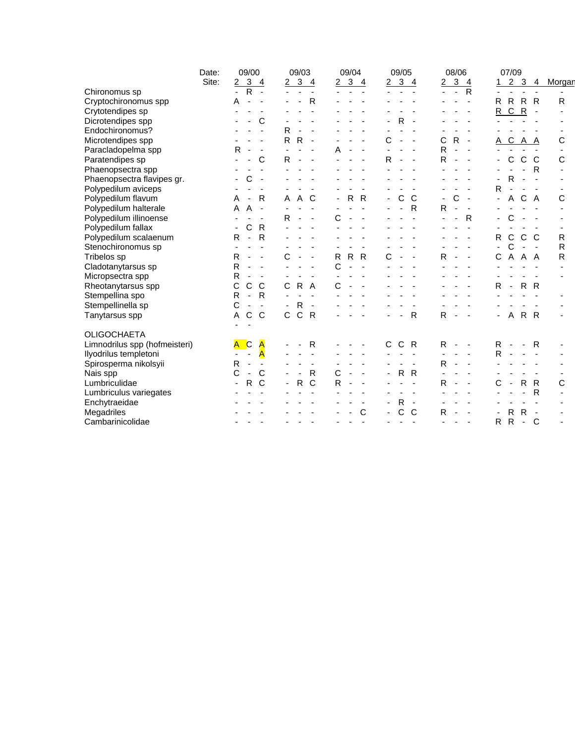| Date: | 09/00 | | | 09/03 | | | 09/04 | | | 09/05 | | | 08/06 | | | 07/09 | | | | |
|---|---|---|---|---|---|---|---|---|---|---|---|---|---|---|---|---|---|---|---|---|
| Site: | 2 | 3 | 4 | 2 | 3 | 4 | 2 | 3 | 4 | 2 | 3 | 4 | 2 | 3 | 4 | 1 | 2 | 3 | 4 | Morgan |
| Chironomus sp | - | R | - | - | - | - | - | - | - | - | - | - | - | - | R | - | - | - | - | - |
| Cryptochironomus spp | A | - | - | - | - | R | - | - | - | - | - | - | - | - | - | R | R | R | R | R |
| Crytotendipes sp | - | - | - | - | - | - | - | - | - | - | - | - | - | - | - | R | C | R | - | - |
| Dicrotendipes spp | - | - | C | - | - | - | - | - | - | - | R | - | - | - | - | - | - | - | - | - |
| Endochironomus? | - | - | - | R | - | - | - | - | - | - | - | - | - | - | - | - | - | - | - | - |
| Microtendipes spp | - | - | - | R | R | - | - | - | - | C | - | - | C | R | - | A | C | A | A | C |
| Paracladopelma spp | R | - | - | - | - | - | A | - | - | - | - | - | R | - | - | - | - | - | - | - |
| Paratendipes sp | - | - | C | R | - | - | - | - | - | R | - | - | R | - | - | - | C | C | C | C |
| Phaenopsectra spp | - | - | - | - | - | - | - | - | - | - | - | - | - | - | - | - | - | - | R | - |
| Phaenopsectra flavipes gr. | - | C | - | - | - | - | - | - | - | - | - | - | - | - | - | - | R | - | - | - |
| Polypedilum aviceps | - | - | - | - | - | - | - | - | - | - | - | - | - | - | - | R | - | - | - | - |
| Polypedilum flavum | A | - | R | A | A | C | - | R | R | - | C | C | - | C | - | - | A | C | A | C |
| Polypedilum halterale | A | A | - | - | - | - | - | - | - | - | - | R | R | - | - | - | - | - | - | - |
| Polypedilum illinoense | - | - | - | R | - | - | C | - | - | - | - | - | - | - | R | - | C | - | - | - |
| Polypedilum fallax | - | C | R | - | - | - | - | - | - | - | - | - | - | - | - | - | - | - | - | - |
| Polypedilum scalaenum | R | - | R | - | - | - | - | - | - | - | - | - | - | - | - | R | C | C | C | R |
| Stenochironomus sp | - | - | - | - | - | - | - | - | - | - | - | - | - | - | - | - | C | - | - | R |
| Tribelos sp | R | - | - | C | - | - | R | R | R | C | - | - | R | - | - | C | A | A | A | R |
| Cladotanytarsus sp | R | - | - | - | - | - | C | - | - | - | - | - | - | - | - | - | - | - | - | - |
| Micropsectra spp | R | - | - | - | - | - | - | - | - | - | - | - | - | - | - | - | - | - | - | - |
| Rheotanytarsus spp | C | C | C | C | R | A | C | - | - | - | - | - | - | - | - | R | - | R | R | |
| Stempellina spo | R | - | R | - | - | - | - | - | - | - | - | - | - | - | - | - | - | - | - | - |
| Stempellinella sp | C | - | - | - | R | - | - | - | - | - | - | - | - | - | - | - | - | - | - | - |
| Tanytarsus spp | A | C | C | C | C | R | - | - | - | - | - | R | R | - | - | - | A | R | R | - |
| | - | - | | | | | | | | | | | | | | | | | | |
| OLIGOCHAETA | | | | | | | | | | | | | | | | | | | | |
| Limnodrilus spp (hofmeisteri) | A | C | A | - | - | R | - | - | - | C | C | R | R | - | - | R | - | - | R | - |
| Ilyodrilus templetoni | - | - | A | - | - | - | - | - | - | - | - | - | - | - | - | R | - | - | - | - |
| Spirosperma nikolsyii | R | - | - | - | - | - | - | - | - | - | - | - | R | - | - | - | - | - | - | - |
| Nais spp | C | - | C | - | - | R | C | - | - | - | R | R | - | - | - | - | - | - | - | - |
| Lumbriculidae | - | R | C | - | R | C | R | - | - | - | - | - | R | - | - | C | - | R | R | C |
| Lumbriculus variegates | - | - | - | - | - | - | - | - | - | - | - | - | - | - | - | - | - | - | R | - |
| Enchytraeidae | - | - | - | - | - | - | - | - | - | - | R | - | - | - | - | - | - | - | - | - |
| Megadriles | - | - | - | - | - | - | - | - | C | - | C | C | R | - | - | - | R | R | - | - |
| Cambarinicolidae | - | - | - | - | - | - | - | - | - | - | - | - | - | - | - | R | R | - | C | - |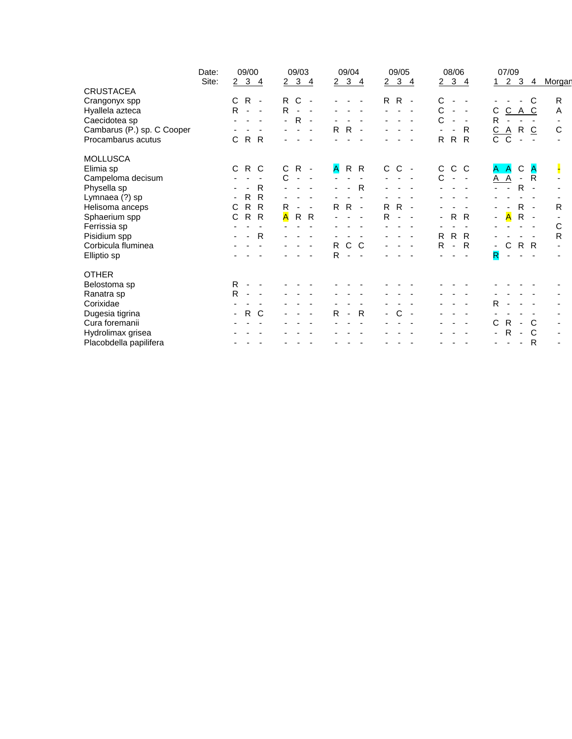| Date: | 09/00 | | | 09/03 | | | 09/04 | | | 09/05 | | | 08/06 | | | 07/09 | | | | |
|---|---|---|---|---|---|---|---|---|---|---|---|---|---|---|---|---|---|---|---|---|
| Site: | 2 | 3 | 4 | 2 | 3 | 4 | 2 | 3 | 4 | 2 | 3 | 4 | 2 | 3 | 4 | 1 | 2 | 3 | 4 | Morgan |
| **CRUSTACEA** | | | | | | | | | | | | | | | | | | | | |
| Crangonyx spp | C | R | - | R | C | - | - | - | - | R | R | - | C | - | - | - | - | - | C | R |
| Hyallela azteca | R | - | - | R | - | - | - | - | - | - | - | - | C | - | - | C | C | A | C | A |
| Caecidotea sp | - | - | - | - | R | - | - | - | - | - | - | - | C | - | - | R | - | - | - | - |
| Cambarus (P.) sp. C Cooper | - | - | - | - | - | - | R | R | - | - | - | - | - | - | R | C | A | R | C | C |
| Procambarus acutus | C | R | R | - | - | - | - | - | - | - | - | - | R | R | R | C | C | - | - | - |
| **MOLLUSCA** | | | | | | | | | | | | | | | | | | | | |
| Elimia sp | C | R | C | C | R | - | A | R | R | C | C | - | C | C | C | A | A | C | A | - |
| Campeloma decisum | - | - | - | C | - | - | - | - | - | - | - | - | C | - | - | A | A | - | R | - |
| Physella sp | - | - | R | - | - | - | - | - | R | - | - | - | - | - | - | - | - | R | - | - |
| Lymnaea (?) sp | - | R | R | - | - | - | - | - | - | - | - | - | - | - | - | - | - | - | - | - |
| Helisoma anceps | C | R | R | R | - | - | R | R | - | R | R | - | - | - | - | - | - | R | - | R |
| Sphaerium spp | C | R | R | A | R | R | - | - | - | R | - | - | - | R | R | - | A | R | - | - |
| Ferrissia sp | - | - | - | - | - | - | - | - | - | - | - | - | - | - | - | - | - | - | - | C |
| Pisidium spp | - | - | R | - | - | - | - | - | - | - | - | - | R | R | R | - | - | - | - | R |
| Corbicula fluminea | - | - | - | - | - | - | R | C | C | - | - | - | R | - | R | - | C | R | R | - |
| Elliptio sp | - | - | - | - | - | - | R | - | - | - | - | - | - | - | - | R | - | - | - | - |
| **OTHER** | | | | | | | | | | | | | | | | | | | | |
| Belostoma sp | R | - | - | - | - | - | - | - | - | - | - | - | - | - | - | - | - | - | - | - |
| Ranatra sp | R | - | - | - | - | - | - | - | - | - | - | - | - | - | - | - | - | - | - | - |
| Corixidae | - | - | - | - | - | - | - | - | - | - | - | - | - | - | - | R | - | - | - | - |
| Dugesia tigrina | - | R | C | - | - | - | R | - | R | - | C | - | - | - | - | - | - | - | - | - |
| Cura foremanii | - | - | - | - | - | - | - | - | - | - | - | - | - | - | - | C | R | - | C | - |
| Hydrolimax grisea | - | - | - | - | - | - | - | - | - | - | - | - | - | - | - | - | R | - | C | - |
| Placobdella papilifera | - | - | - | - | - | - | - | - | - | - | - | - | - | - | - | - | - | - | R | - |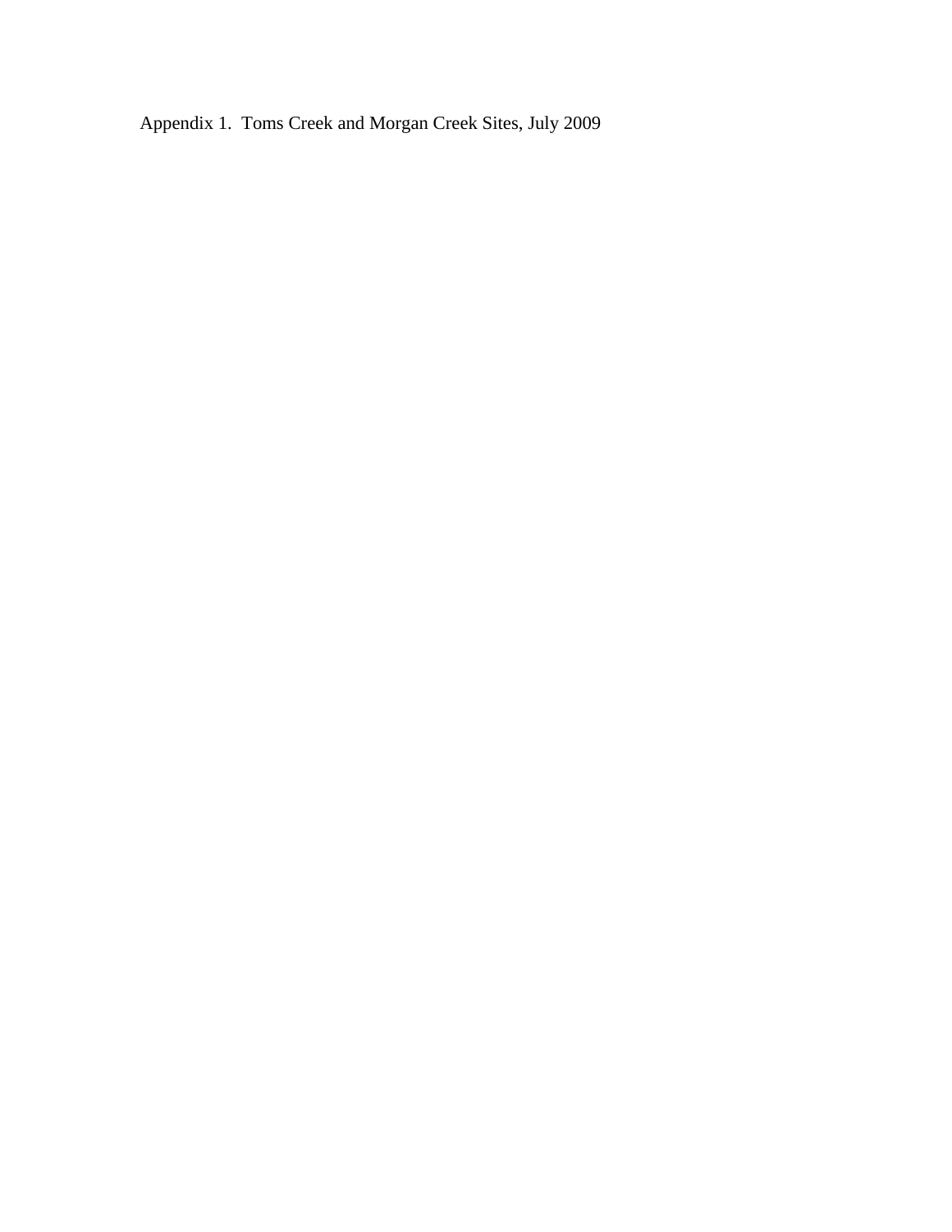Appendix 1. Toms Creek and Morgan Creek Sites, July 2009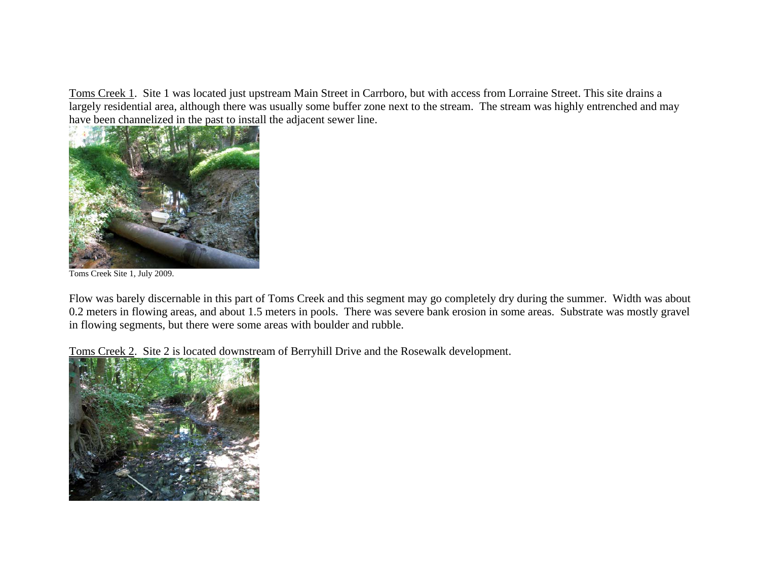Toms Creek 1. Site 1 was located just upstream Main Street in Carrboro, but with access from Lorraine Street. This site drains a largely residential area, although there was usually some buffer zone next to the stream. The stream was highly entrenched and may have been channelized in the past to install the adjacent sewer line.

Toms Creek Site 1, July 2009.

Flow was barely discernable in this part of Toms Creek and this segment may go completely dry during the summer. Width was about 0.2 meters in flowing areas, and about 1.5 meters in pools. There was severe bank erosion in some areas. Substrate was mostly gravel in flowing segments, but there were some areas with boulder and rubble.

Toms Creek 2. Site 2 is located downstream of Berryhill Drive and the Rosewalk development.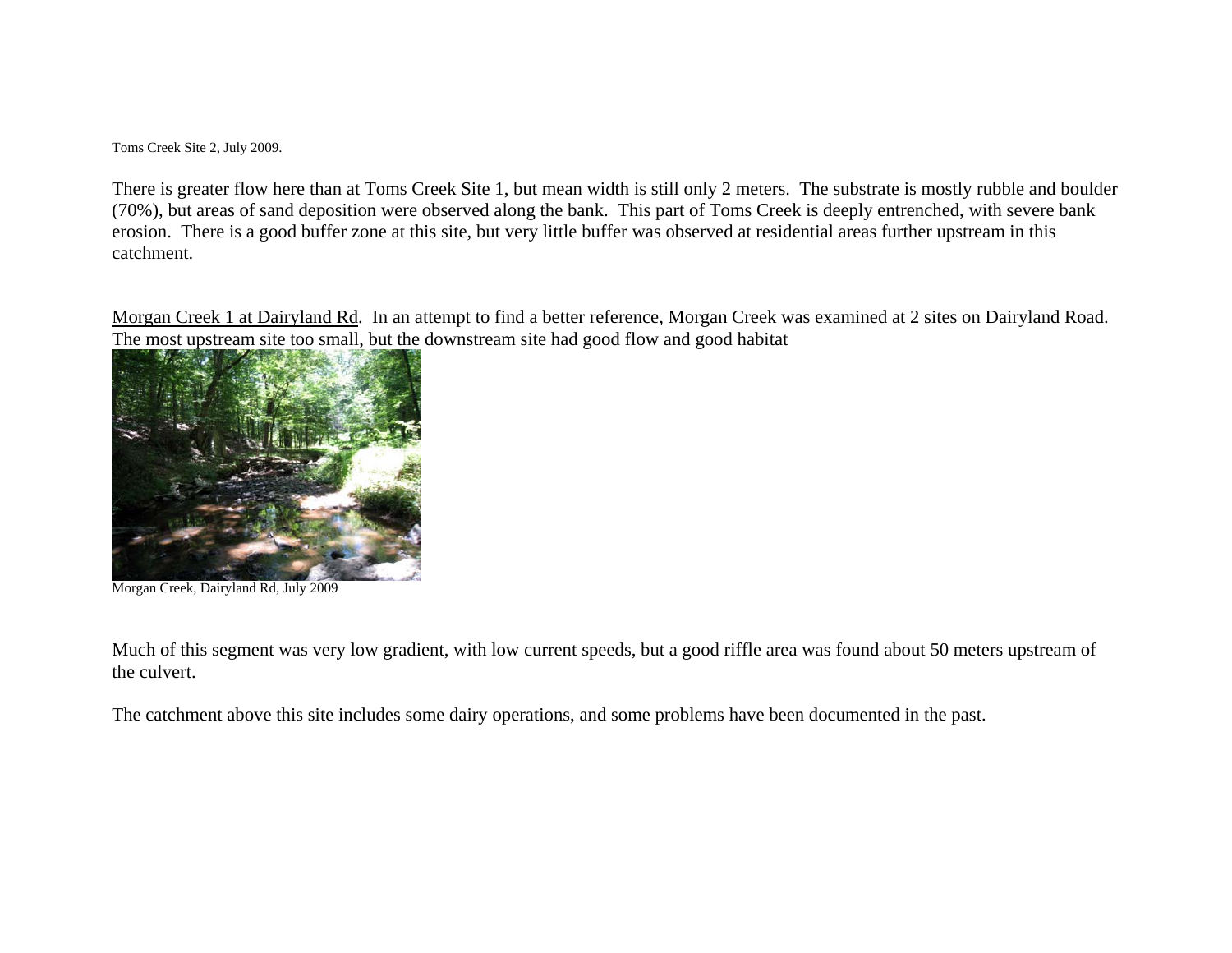Toms Creek Site 2, July 2009.

There is greater flow here than at Toms Creek Site 1, but mean width is still only 2 meters. The substrate is mostly rubble and boulder (70%), but areas of sand deposition were observed along the bank. This part of Toms Creek is deeply entrenched, with severe bank erosion. There is a good buffer zone at this site, but very little buffer was observed at residential areas further upstream in this catchment.

<u>Morgan Creek 1 at Dairyland Rd</u>. In an attempt to find a better reference, Morgan Creek was examined at 2 sites on Dairyland Road. The most upstream site too small, but the downstream site had good flow and good habitat

Morgan Creek, Dairyland Rd, July 2009

Much of this segment was very low gradient, with low current speeds, but a good riffle area was found about 50 meters upstream of the culvert.

The catchment above this site includes some dairy operations, and some problems have been documented in the past.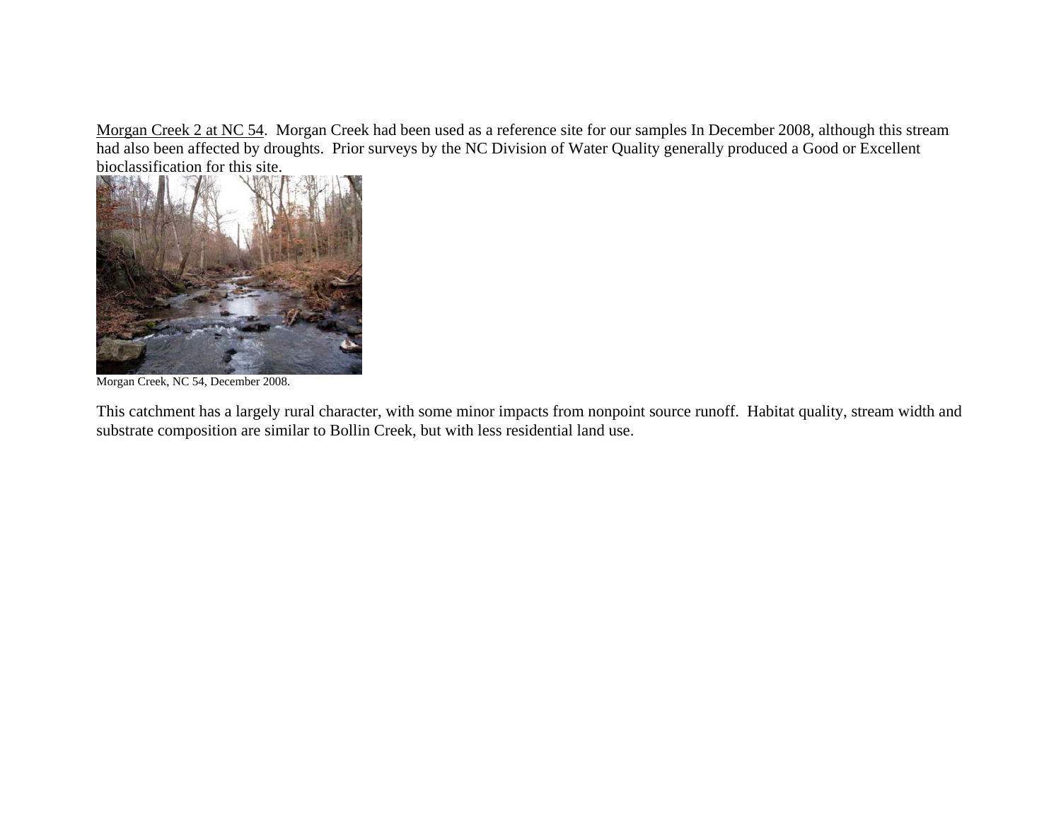Morgan Creek 2 at NC 54. Morgan Creek had been used as a reference site for our samples In December 2008, although this stream had also been affected by droughts. Prior surveys by the NC Division of Water Quality generally produced a Good or Excellent bioclassification for this site.

Morgan Creek, NC 54, December 2008.

This catchment has a largely rural character, with some minor impacts from nonpoint source runoff. Habitat quality, stream width and substrate composition are similar to Bollin Creek, but with less residential land use.